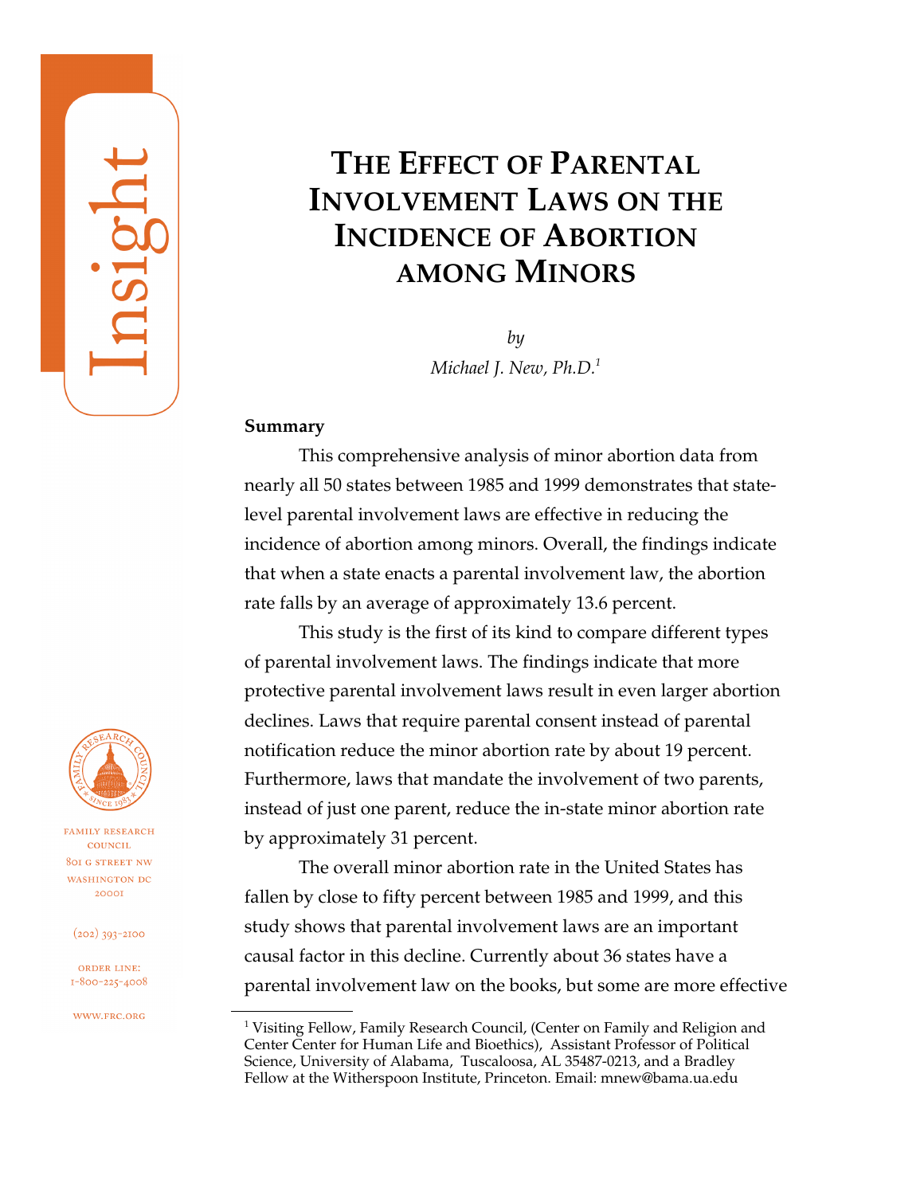Insight

# THE EFFECT OF PARENTAL INVOLVEMENT LAWS ON THE INCIDENCE OF ABORTION AMONG MINORS

*by*

*Michael J. New, Ph.D.*[1]

FAMILY RESEARCH COUNCIL
801 G STREET NW
WASHINGTON DC
20001

(202) 393-2100

ORDER LINE:
1-800-225-4008

WWW.FRC.ORG

**Summary**

This comprehensive analysis of minor abortion data from nearly all 50 states between 1985 and 1999 demonstrates that state-level parental involvement laws are effective in reducing the incidence of abortion among minors. Overall, the findings indicate that when a state enacts a parental involvement law, the abortion rate falls by an average of approximately 13.6 percent.

This study is the first of its kind to compare different types of parental involvement laws. The findings indicate that more protective parental involvement laws result in even larger abortion declines. Laws that require parental consent instead of parental notification reduce the minor abortion rate by about 19 percent. Furthermore, laws that mandate the involvement of two parents, instead of just one parent, reduce the in-state minor abortion rate by approximately 31 percent.

The overall minor abortion rate in the United States has fallen by close to fifty percent between 1985 and 1999, and this study shows that parental involvement laws are an important causal factor in this decline. Currently about 36 states have a parental involvement law on the books, but some are more effective

[1] Visiting Fellow, Family Research Council, (Center on Family and Religion and Center Center for Human Life and Bioethics), Assistant Professor of Political Science, University of Alabama, Tuscaloosa, AL 35487-0213, and a Bradley Fellow at the Witherspoon Institute, Princeton. Email: mnew@bama.ua.edu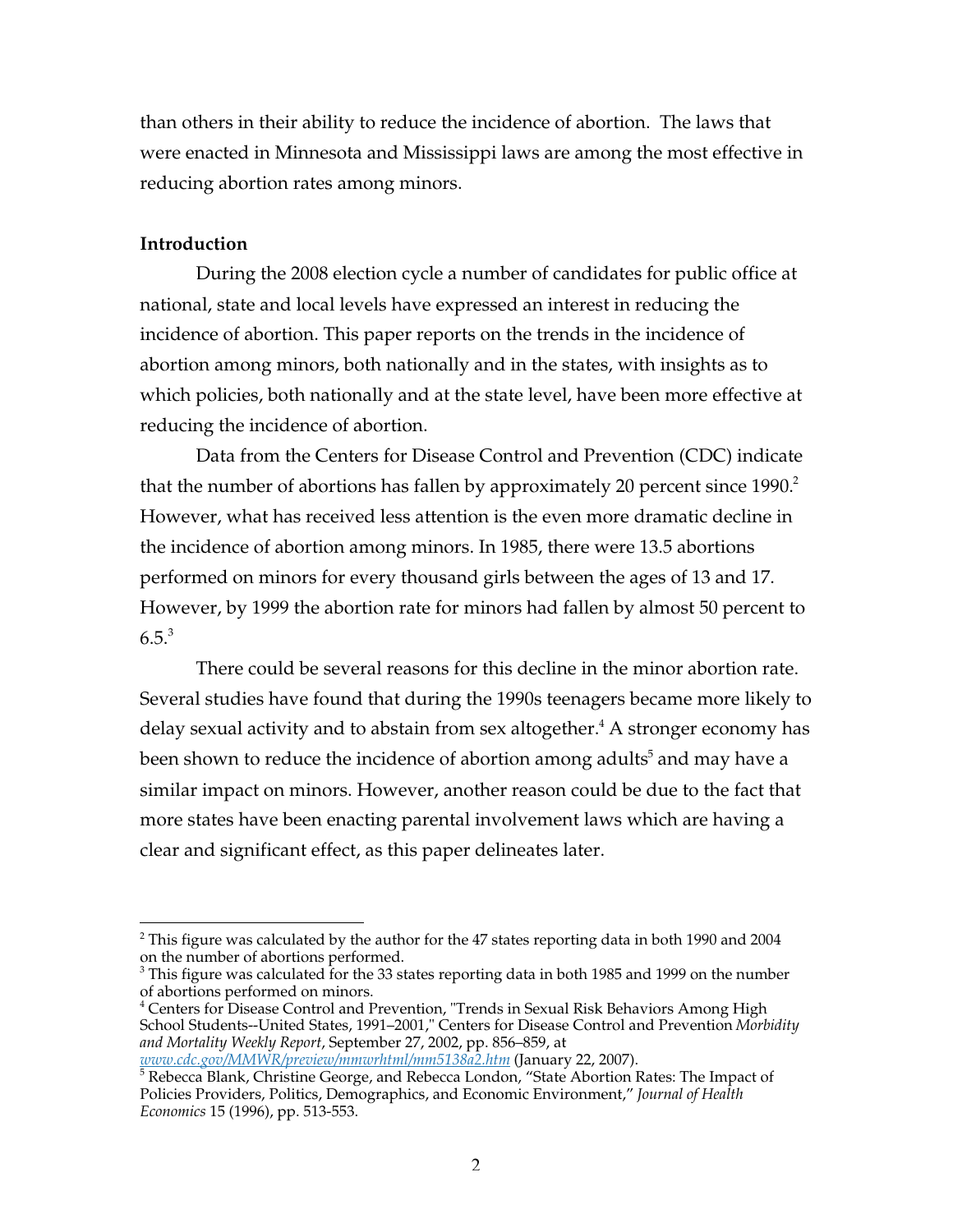than others in their ability to reduce the incidence of abortion. The laws that were enacted in Minnesota and Mississippi laws are among the most effective in reducing abortion rates among minors.

**Introduction**

During the 2008 election cycle a number of candidates for public office at national, state and local levels have expressed an interest in reducing the incidence of abortion. This paper reports on the trends in the incidence of abortion among minors, both nationally and in the states, with insights as to which policies, both nationally and at the state level, have been more effective at reducing the incidence of abortion.

Data from the Centers for Disease Control and Prevention (CDC) indicate that the number of abortions has fallen by approximately 20 percent since 1990.[2] However, what has received less attention is the even more dramatic decline in the incidence of abortion among minors. In 1985, there were 13.5 abortions performed on minors for every thousand girls between the ages of 13 and 17. However, by 1999 the abortion rate for minors had fallen by almost 50 percent to 6.5.[3]

There could be several reasons for this decline in the minor abortion rate. Several studies have found that during the 1990s teenagers became more likely to delay sexual activity and to abstain from sex altogether.[4] A stronger economy has been shown to reduce the incidence of abortion among adults[5] and may have a similar impact on minors. However, another reason could be due to the fact that more states have been enacting parental involvement laws which are having a clear and significant effect, as this paper delineates later.

---

[2] This figure was calculated by the author for the 47 states reporting data in both 1990 and 2004 on the number of abortions performed.

[3] This figure was calculated for the 33 states reporting data in both 1985 and 1999 on the number of abortions performed on minors.

[4] Centers for Disease Control and Prevention, "Trends in Sexual Risk Behaviors Among High School Students--United States, 1991–2001," Centers for Disease Control and Prevention *Morbidity and Mortality Weekly Report*, September 27, 2002, pp. 856–859, at www.cdc.gov/MMWR/preview/mmwrhtml/mm5138a2.htm (January 22, 2007).

[5] Rebecca Blank, Christine George, and Rebecca London, "State Abortion Rates: The Impact of Policies Providers, Politics, Demographics, and Economic Environment," *Journal of Health Economics* 15 (1996), pp. 513-553.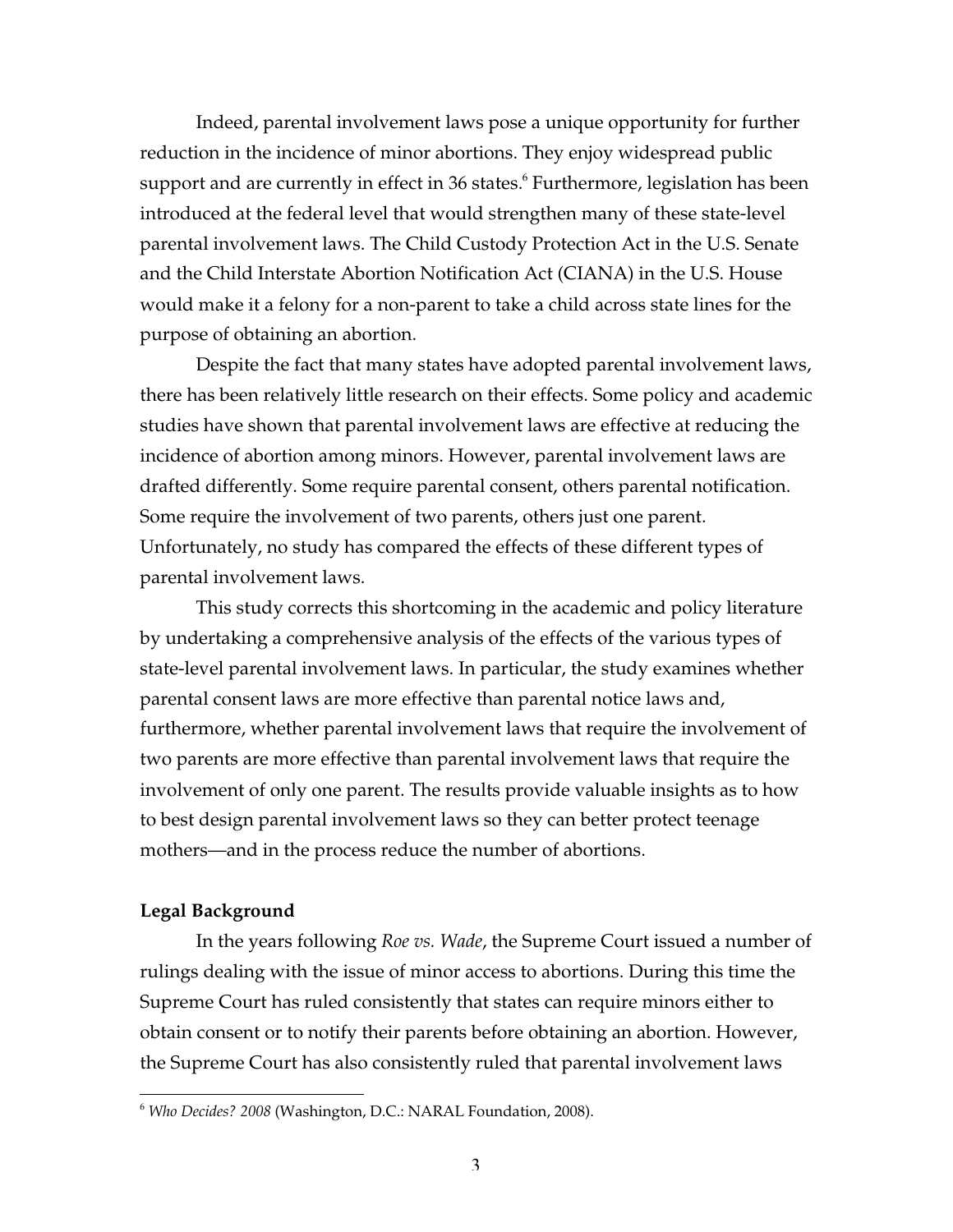Indeed, parental involvement laws pose a unique opportunity for further reduction in the incidence of minor abortions. They enjoy widespread public support and are currently in effect in 36 states.[6] Furthermore, legislation has been introduced at the federal level that would strengthen many of these state-level parental involvement laws. The Child Custody Protection Act in the U.S. Senate and the Child Interstate Abortion Notification Act (CIANA) in the U.S. House would make it a felony for a non-parent to take a child across state lines for the purpose of obtaining an abortion.

Despite the fact that many states have adopted parental involvement laws, there has been relatively little research on their effects. Some policy and academic studies have shown that parental involvement laws are effective at reducing the incidence of abortion among minors. However, parental involvement laws are drafted differently. Some require parental consent, others parental notification. Some require the involvement of two parents, others just one parent. Unfortunately, no study has compared the effects of these different types of parental involvement laws.

This study corrects this shortcoming in the academic and policy literature by undertaking a comprehensive analysis of the effects of the various types of state-level parental involvement laws. In particular, the study examines whether parental consent laws are more effective than parental notice laws and, furthermore, whether parental involvement laws that require the involvement of two parents are more effective than parental involvement laws that require the involvement of only one parent. The results provide valuable insights as to how to best design parental involvement laws so they can better protect teenage mothers—and in the process reduce the number of abortions.

**Legal Background**

In the years following *Roe vs. Wade*, the Supreme Court issued a number of rulings dealing with the issue of minor access to abortions. During this time the Supreme Court has ruled consistently that states can require minors either to obtain consent or to notify their parents before obtaining an abortion. However, the Supreme Court has also consistently ruled that parental involvement laws

---

[6] *Who Decides? 2008* (Washington, D.C.: NARAL Foundation, 2008).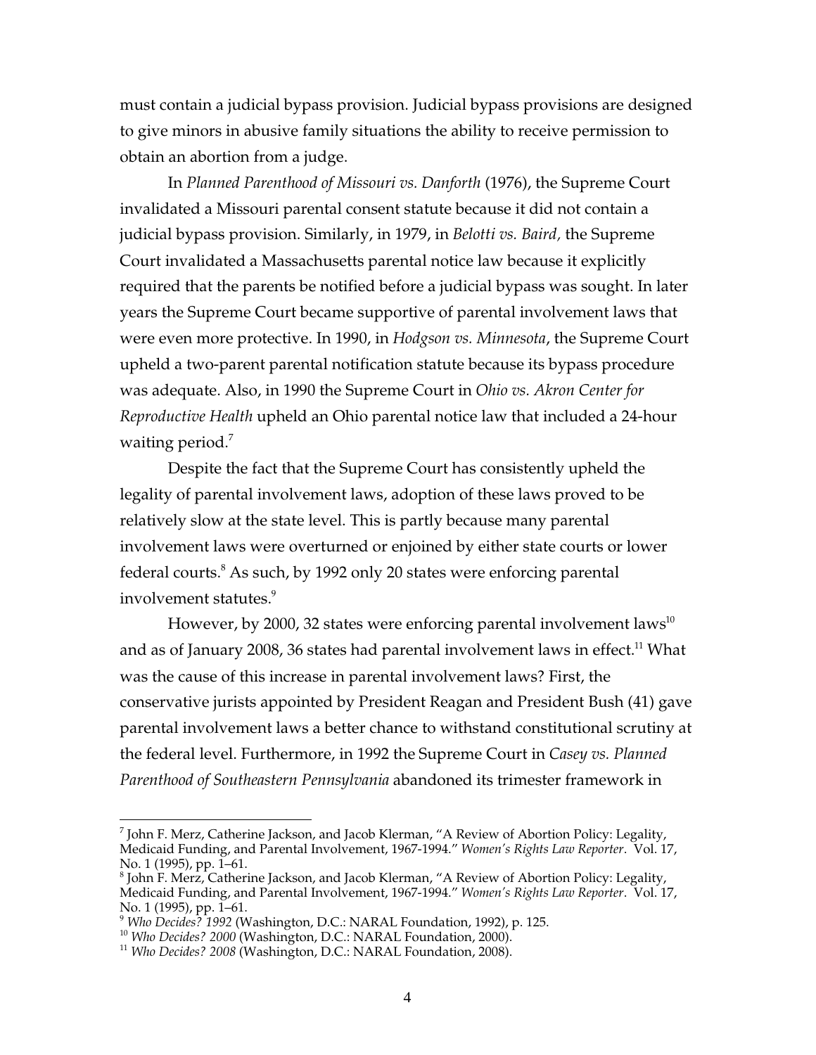must contain a judicial bypass provision. Judicial bypass provisions are designed to give minors in abusive family situations the ability to receive permission to obtain an abortion from a judge.

In *Planned Parenthood of Missouri vs. Danforth* (1976), the Supreme Court invalidated a Missouri parental consent statute because it did not contain a judicial bypass provision. Similarly, in 1979, in *Belotti vs. Baird,* the Supreme Court invalidated a Massachusetts parental notice law because it explicitly required that the parents be notified before a judicial bypass was sought. In later years the Supreme Court became supportive of parental involvement laws that were even more protective. In 1990, in *Hodgson vs. Minnesota*, the Supreme Court upheld a two-parent parental notification statute because its bypass procedure was adequate. Also, in 1990 the Supreme Court in *Ohio vs. Akron Center for Reproductive Health* upheld an Ohio parental notice law that included a 24-hour waiting period.[7]

Despite the fact that the Supreme Court has consistently upheld the legality of parental involvement laws, adoption of these laws proved to be relatively slow at the state level. This is partly because many parental involvement laws were overturned or enjoined by either state courts or lower federal courts.[8] As such, by 1992 only 20 states were enforcing parental involvement statutes.[9]

However, by 2000, 32 states were enforcing parental involvement laws[10] and as of January 2008, 36 states had parental involvement laws in effect.[11] What was the cause of this increase in parental involvement laws? First, the conservative jurists appointed by President Reagan and President Bush (41) gave parental involvement laws a better chance to withstand constitutional scrutiny at the federal level. Furthermore, in 1992 the Supreme Court in *Casey vs. Planned Parenthood of Southeastern Pennsylvania* abandoned its trimester framework in

---

[7] John F. Merz, Catherine Jackson, and Jacob Klerman, "A Review of Abortion Policy: Legality, Medicaid Funding, and Parental Involvement, 1967-1994." *Women's Rights Law Reporter*. Vol. 17, No. 1 (1995), pp. 1–61.

[8] John F. Merz, Catherine Jackson, and Jacob Klerman, "A Review of Abortion Policy: Legality, Medicaid Funding, and Parental Involvement, 1967-1994." *Women's Rights Law Reporter*. Vol. 17, No. 1 (1995), pp. 1–61.

[9] *Who Decides? 1992* (Washington, D.C.: NARAL Foundation, 1992), p. 125.

[10] *Who Decides? 2000* (Washington, D.C.: NARAL Foundation, 2000).

[11] *Who Decides? 2008* (Washington, D.C.: NARAL Foundation, 2008).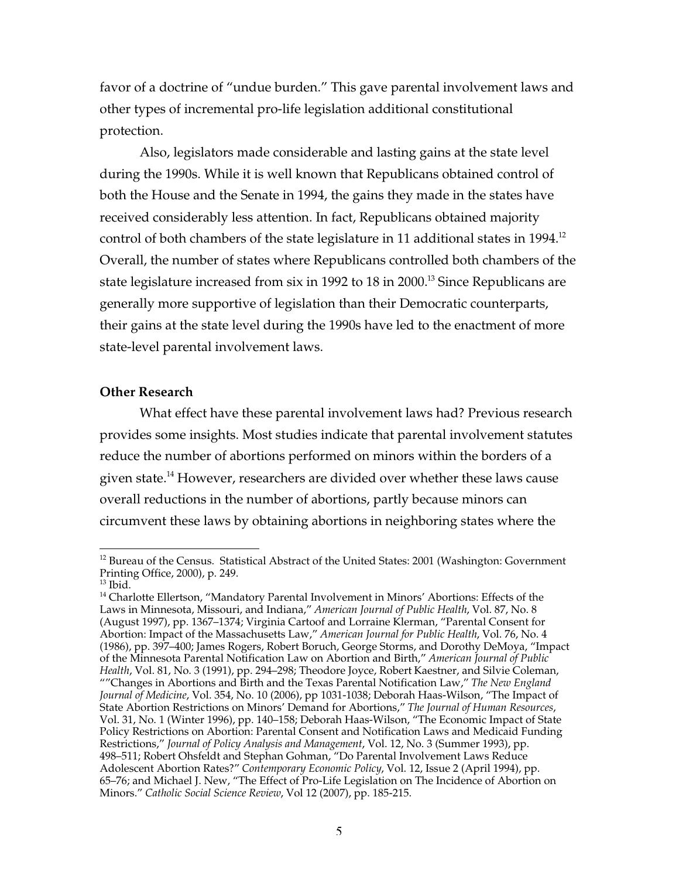favor of a doctrine of "undue burden." This gave parental involvement laws and other types of incremental pro-life legislation additional constitutional protection.

Also, legislators made considerable and lasting gains at the state level during the 1990s. While it is well known that Republicans obtained control of both the House and the Senate in 1994, the gains they made in the states have received considerably less attention. In fact, Republicans obtained majority control of both chambers of the state legislature in 11 additional states in 1994.[12] Overall, the number of states where Republicans controlled both chambers of the state legislature increased from six in 1992 to 18 in 2000.[13] Since Republicans are generally more supportive of legislation than their Democratic counterparts, their gains at the state level during the 1990s have led to the enactment of more state-level parental involvement laws.

**Other Research**

What effect have these parental involvement laws had? Previous research provides some insights. Most studies indicate that parental involvement statutes reduce the number of abortions performed on minors within the borders of a given state.[14] However, researchers are divided over whether these laws cause overall reductions in the number of abortions, partly because minors can circumvent these laws by obtaining abortions in neighboring states where the

---

[12] Bureau of the Census. Statistical Abstract of the United States: 2001 (Washington: Government Printing Office, 2000), p. 249.

[13] Ibid.

[14] Charlotte Ellertson, "Mandatory Parental Involvement in Minors' Abortions: Effects of the Laws in Minnesota, Missouri, and Indiana," *American Journal of Public Health*, Vol. 87, No. 8 (August 1997), pp. 1367–1374; Virginia Cartoof and Lorraine Klerman, "Parental Consent for Abortion: Impact of the Massachusetts Law," *American Journal for Public Health*, Vol. 76, No. 4 (1986), pp. 397–400; James Rogers, Robert Boruch, George Storms, and Dorothy DeMoya, "Impact of the Minnesota Parental Notification Law on Abortion and Birth," *American Journal of Public Health*, Vol. 81, No. 3 (1991), pp. 294–298; Theodore Joyce, Robert Kaestner, and Silvie Coleman, ""Changes in Abortions and Birth and the Texas Parental Notification Law," *The New England Journal of Medicine*, Vol. 354, No. 10 (2006), pp 1031-1038; Deborah Haas-Wilson, "The Impact of State Abortion Restrictions on Minors' Demand for Abortions," *The Journal of Human Resources*, Vol. 31, No. 1 (Winter 1996), pp. 140–158; Deborah Haas-Wilson, "The Economic Impact of State Policy Restrictions on Abortion: Parental Consent and Notification Laws and Medicaid Funding Restrictions," *Journal of Policy Analysis and Management*, Vol. 12, No. 3 (Summer 1993), pp. 498–511; Robert Ohsfeldt and Stephan Gohman, "Do Parental Involvement Laws Reduce Adolescent Abortion Rates?" *Contemporary Economic Policy*, Vol. 12, Issue 2 (April 1994), pp. 65–76; and Michael J. New, "The Effect of Pro-Life Legislation on The Incidence of Abortion on Minors." *Catholic Social Science Review*, Vol 12 (2007), pp. 185-215.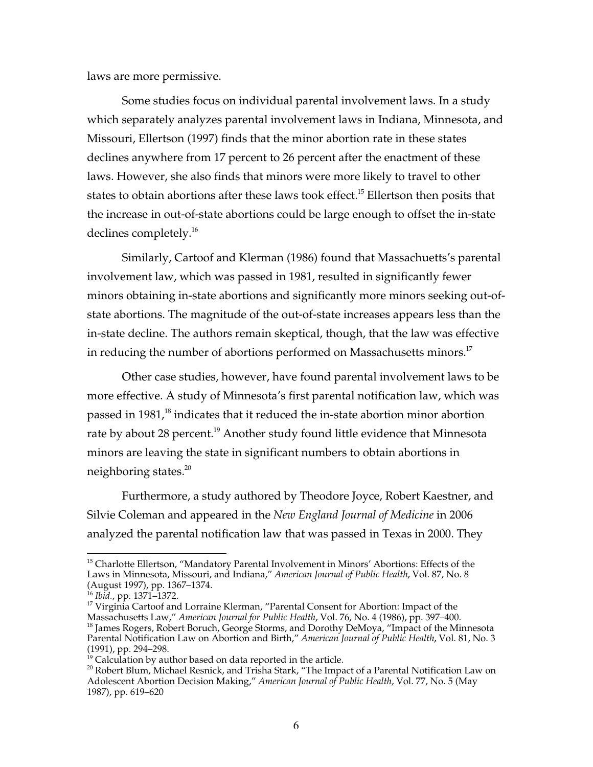laws are more permissive.

Some studies focus on individual parental involvement laws. In a study which separately analyzes parental involvement laws in Indiana, Minnesota, and Missouri, Ellertson (1997) finds that the minor abortion rate in these states declines anywhere from 17 percent to 26 percent after the enactment of these laws. However, she also finds that minors were more likely to travel to other states to obtain abortions after these laws took effect.[15] Ellertson then posits that the increase in out-of-state abortions could be large enough to offset the in-state declines completely.[16]

Similarly, Cartoof and Klerman (1986) found that Massachuetts's parental involvement law, which was passed in 1981, resulted in significantly fewer minors obtaining in-state abortions and significantly more minors seeking out-of-state abortions. The magnitude of the out-of-state increases appears less than the in-state decline. The authors remain skeptical, though, that the law was effective in reducing the number of abortions performed on Massachusetts minors.[17]

Other case studies, however, have found parental involvement laws to be more effective. A study of Minnesota's first parental notification law, which was passed in 1981,[18] indicates that it reduced the in-state abortion minor abortion rate by about 28 percent.[19] Another study found little evidence that Minnesota minors are leaving the state in significant numbers to obtain abortions in neighboring states.[20]

Furthermore, a study authored by Theodore Joyce, Robert Kaestner, and Silvie Coleman and appeared in the *New England Journal of Medicine* in 2006 analyzed the parental notification law that was passed in Texas in 2000. They

---

[15] Charlotte Ellertson, "Mandatory Parental Involvement in Minors' Abortions: Effects of the Laws in Minnesota, Missouri, and Indiana," *American Journal of Public Health*, Vol. 87, No. 8 (August 1997), pp. 1367–1374.

[16] *Ibid.*, pp. 1371–1372.

[17] Virginia Cartoof and Lorraine Klerman, "Parental Consent for Abortion: Impact of the Massachusetts Law," *American Journal for Public Health*, Vol. 76, No. 4 (1986), pp. 397–400.

[18] James Rogers, Robert Boruch, George Storms, and Dorothy DeMoya, "Impact of the Minnesota Parental Notification Law on Abortion and Birth," *American Journal of Public Health*, Vol. 81, No. 3 (1991), pp. 294–298.

[19] Calculation by author based on data reported in the article.

[20] Robert Blum, Michael Resnick, and Trisha Stark, "The Impact of a Parental Notification Law on Adolescent Abortion Decision Making," *American Journal of Public Health*, Vol. 77, No. 5 (May 1987), pp. 619–620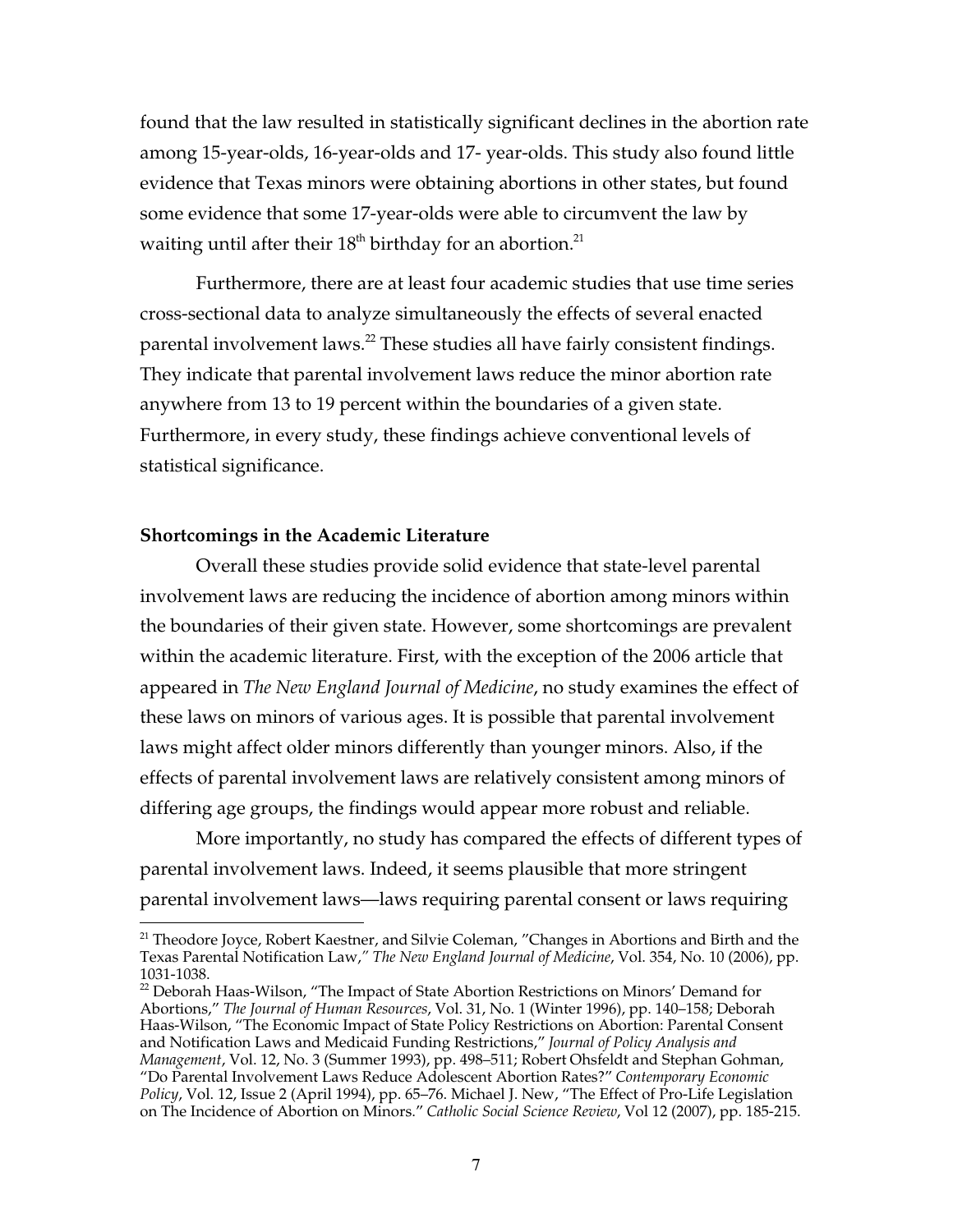found that the law resulted in statistically significant declines in the abortion rate among 15-year-olds, 16-year-olds and 17- year-olds. This study also found little evidence that Texas minors were obtaining abortions in other states, but found some evidence that some 17-year-olds were able to circumvent the law by waiting until after their 18th birthday for an abortion.[21]

Furthermore, there are at least four academic studies that use time series cross-sectional data to analyze simultaneously the effects of several enacted parental involvement laws.[22] These studies all have fairly consistent findings. They indicate that parental involvement laws reduce the minor abortion rate anywhere from 13 to 19 percent within the boundaries of a given state. Furthermore, in every study, these findings achieve conventional levels of statistical significance.

**Shortcomings in the Academic Literature**

Overall these studies provide solid evidence that state-level parental involvement laws are reducing the incidence of abortion among minors within the boundaries of their given state. However, some shortcomings are prevalent within the academic literature. First, with the exception of the 2006 article that appeared in *The New England Journal of Medicine*, no study examines the effect of these laws on minors of various ages. It is possible that parental involvement laws might affect older minors differently than younger minors. Also, if the effects of parental involvement laws are relatively consistent among minors of differing age groups, the findings would appear more robust and reliable.

More importantly, no study has compared the effects of different types of parental involvement laws. Indeed, it seems plausible that more stringent parental involvement laws—laws requiring parental consent or laws requiring

---

[21] Theodore Joyce, Robert Kaestner, and Silvie Coleman, "Changes in Abortions and Birth and the Texas Parental Notification Law," *The New England Journal of Medicine*, Vol. 354, No. 10 (2006), pp. 1031-1038.

[22] Deborah Haas-Wilson, "The Impact of State Abortion Restrictions on Minors' Demand for Abortions," *The Journal of Human Resources*, Vol. 31, No. 1 (Winter 1996), pp. 140–158; Deborah Haas-Wilson, "The Economic Impact of State Policy Restrictions on Abortion: Parental Consent and Notification Laws and Medicaid Funding Restrictions," *Journal of Policy Analysis and Management*, Vol. 12, No. 3 (Summer 1993), pp. 498–511; Robert Ohsfeldt and Stephan Gohman, "Do Parental Involvement Laws Reduce Adolescent Abortion Rates?" *Contemporary Economic Policy*, Vol. 12, Issue 2 (April 1994), pp. 65–76. Michael J. New, "The Effect of Pro-Life Legislation on The Incidence of Abortion on Minors." *Catholic Social Science Review*, Vol 12 (2007), pp. 185-215.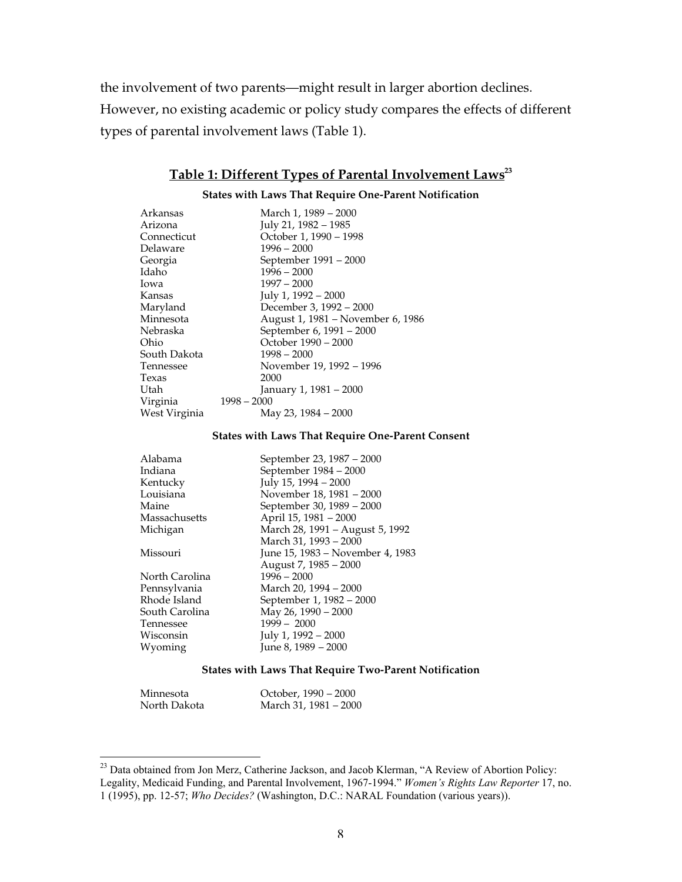the involvement of two parents—might result in larger abortion declines. However, no existing academic or policy study compares the effects of different types of parental involvement laws (Table 1).

## Table 1: Different Types of Parental Involvement Laws[23]

**States with Laws That Require One-Parent Notification**

| State | Period |
|---|---|
| Arkansas | March 1, 1989 – 2000 |
| Arizona | July 21, 1982 – 1985 |
| Connecticut | October 1, 1990 – 1998 |
| Delaware | 1996 – 2000 |
| Georgia | September 1991 – 2000 |
| Idaho | 1996 – 2000 |
| Iowa | 1997 – 2000 |
| Kansas | July 1, 1992 – 2000 |
| Maryland | December 3, 1992 – 2000 |
| Minnesota | August 1, 1981 – November 6, 1986 |
| Nebraska | September 6, 1991 – 2000 |
| Ohio | October 1990 – 2000 |
| South Dakota | 1998 – 2000 |
| Tennessee | November 19, 1992 – 1996 |
| Texas | 2000 |
| Utah | January 1, 1981 – 2000 |
| Virginia | 1998 – 2000 |
| West Virginia | May 23, 1984 – 2000 |

**States with Laws That Require One-Parent Consent**

| State | Period |
|---|---|
| Alabama | September 23, 1987 – 2000 |
| Indiana | September 1984 – 2000 |
| Kentucky | July 15, 1994 – 2000 |
| Louisiana | November 18, 1981 – 2000 |
| Maine | September 30, 1989 – 2000 |
| Massachusetts | April 15, 1981 – 2000 |
| Michigan | March 28, 1991 – August 5, 1992 |
| | March 31, 1993 – 2000 |
| Missouri | June 15, 1983 – November 4, 1983 |
| | August 7, 1985 – 2000 |
| North Carolina | 1996 – 2000 |
| Pennsylvania | March 20, 1994 – 2000 |
| Rhode Island | September 1, 1982 – 2000 |
| South Carolina | May 26, 1990 – 2000 |
| Tennessee | 1999 – 2000 |
| Wisconsin | July 1, 1992 – 2000 |
| Wyoming | June 8, 1989 – 2000 |

**States with Laws That Require Two-Parent Notification**

| State | Period |
|---|---|
| Minnesota | October, 1990 – 2000 |
| North Dakota | March 31, 1981 – 2000 |

[23] Data obtained from Jon Merz, Catherine Jackson, and Jacob Klerman, "A Review of Abortion Policy: Legality, Medicaid Funding, and Parental Involvement, 1967-1994." *Women's Rights Law Reporter* 17, no. 1 (1995), pp. 12-57; *Who Decides?* (Washington, D.C.: NARAL Foundation (various years)).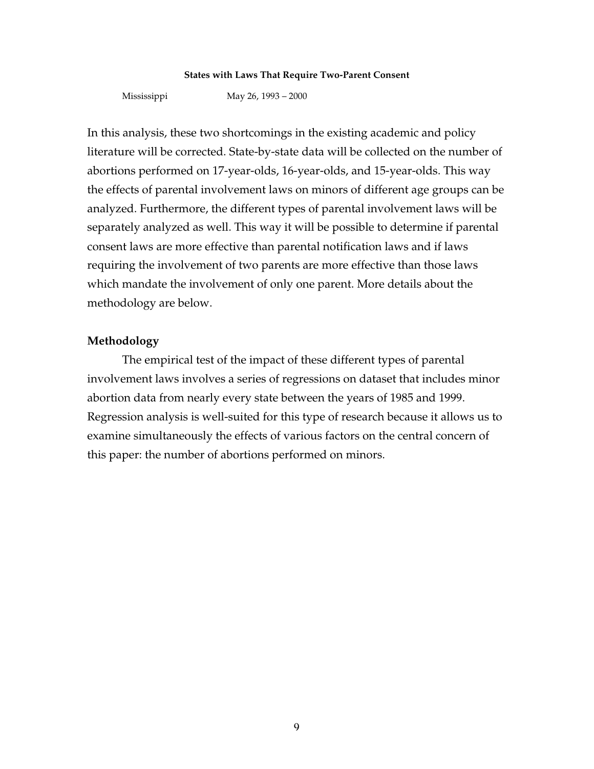**States with Laws That Require Two-Parent Consent**

| | |
|---|---|
| Mississippi | May 26, 1993 – 2000 |

In this analysis, these two shortcomings in the existing academic and policy literature will be corrected. State-by-state data will be collected on the number of abortions performed on 17-year-olds, 16-year-olds, and 15-year-olds. This way the effects of parental involvement laws on minors of different age groups can be analyzed. Furthermore, the different types of parental involvement laws will be separately analyzed as well. This way it will be possible to determine if parental consent laws are more effective than parental notification laws and if laws requiring the involvement of two parents are more effective than those laws which mandate the involvement of only one parent. More details about the methodology are below.

## Methodology

The empirical test of the impact of these different types of parental involvement laws involves a series of regressions on dataset that includes minor abortion data from nearly every state between the years of 1985 and 1999. Regression analysis is well-suited for this type of research because it allows us to examine simultaneously the effects of various factors on the central concern of this paper: the number of abortions performed on minors.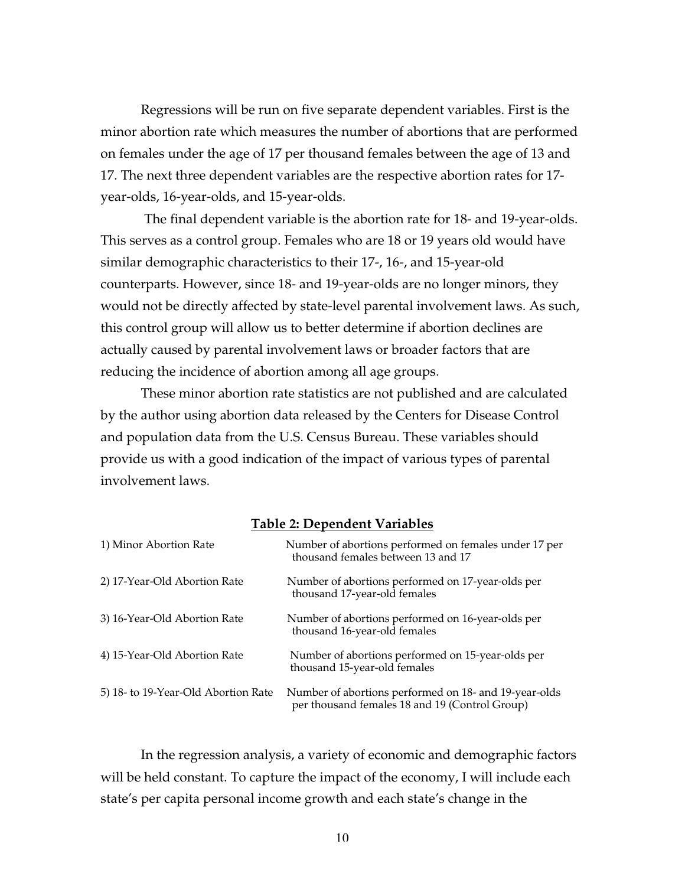Regressions will be run on five separate dependent variables. First is the minor abortion rate which measures the number of abortions that are performed on females under the age of 17 per thousand females between the age of 13 and 17. The next three dependent variables are the respective abortion rates for 17-year-olds, 16-year-olds, and 15-year-olds.

The final dependent variable is the abortion rate for 18- and 19-year-olds. This serves as a control group. Females who are 18 or 19 years old would have similar demographic characteristics to their 17-, 16-, and 15-year-old counterparts. However, since 18- and 19-year-olds are no longer minors, they would not be directly affected by state-level parental involvement laws. As such, this control group will allow us to better determine if abortion declines are actually caused by parental involvement laws or broader factors that are reducing the incidence of abortion among all age groups.

These minor abortion rate statistics are not published and are calculated by the author using abortion data released by the Centers for Disease Control and population data from the U.S. Census Bureau. These variables should provide us with a good indication of the impact of various types of parental involvement laws.

**Table 2: Dependent Variables**

| Variable | Description |
| --- | --- |
| 1) Minor Abortion Rate | Number of abortions performed on females under 17 per thousand females between 13 and 17 |
| 2) 17-Year-Old Abortion Rate | Number of abortions performed on 17-year-olds per thousand 17-year-old females |
| 3) 16-Year-Old Abortion Rate | Number of abortions performed on 16-year-olds per thousand 16-year-old females |
| 4) 15-Year-Old Abortion Rate | Number of abortions performed on 15-year-olds per thousand 15-year-old females |
| 5) 18- to 19-Year-Old Abortion Rate | Number of abortions performed on 18- and 19-year-olds per thousand females 18 and 19 (Control Group) |

In the regression analysis, a variety of economic and demographic factors will be held constant. To capture the impact of the economy, I will include each state's per capita personal income growth and each state's change in the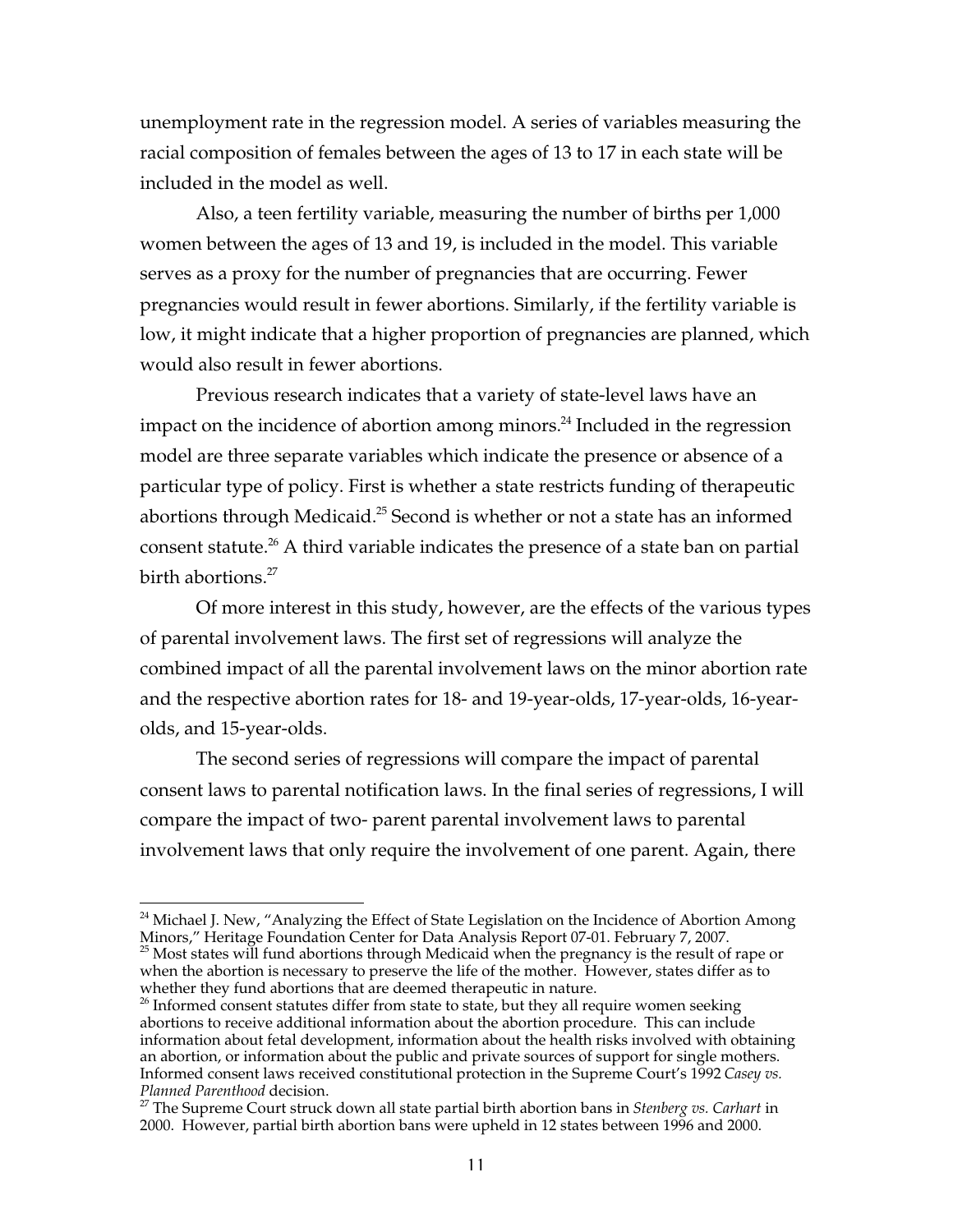unemployment rate in the regression model. A series of variables measuring the racial composition of females between the ages of 13 to 17 in each state will be included in the model as well.

Also, a teen fertility variable, measuring the number of births per 1,000 women between the ages of 13 and 19, is included in the model. This variable serves as a proxy for the number of pregnancies that are occurring. Fewer pregnancies would result in fewer abortions. Similarly, if the fertility variable is low, it might indicate that a higher proportion of pregnancies are planned, which would also result in fewer abortions.

Previous research indicates that a variety of state-level laws have an impact on the incidence of abortion among minors.[24] Included in the regression model are three separate variables which indicate the presence or absence of a particular type of policy. First is whether a state restricts funding of therapeutic abortions through Medicaid.[25] Second is whether or not a state has an informed consent statute.[26] A third variable indicates the presence of a state ban on partial birth abortions.[27]

Of more interest in this study, however, are the effects of the various types of parental involvement laws. The first set of regressions will analyze the combined impact of all the parental involvement laws on the minor abortion rate and the respective abortion rates for 18- and 19-year-olds, 17-year-olds, 16-year-olds, and 15-year-olds.

The second series of regressions will compare the impact of parental consent laws to parental notification laws. In the final series of regressions, I will compare the impact of two- parent parental involvement laws to parental involvement laws that only require the involvement of one parent. Again, there

---

[24] Michael J. New, "Analyzing the Effect of State Legislation on the Incidence of Abortion Among Minors," Heritage Foundation Center for Data Analysis Report 07-01. February 7, 2007.

[25] Most states will fund abortions through Medicaid when the pregnancy is the result of rape or when the abortion is necessary to preserve the life of the mother. However, states differ as to whether they fund abortions that are deemed therapeutic in nature.

[26] Informed consent statutes differ from state to state, but they all require women seeking abortions to receive additional information about the abortion procedure. This can include information about fetal development, information about the health risks involved with obtaining an abortion, or information about the public and private sources of support for single mothers. Informed consent laws received constitutional protection in the Supreme Court's 1992 *Casey vs. Planned Parenthood* decision.

[27] The Supreme Court struck down all state partial birth abortion bans in *Stenberg vs. Carhart* in 2000. However, partial birth abortion bans were upheld in 12 states between 1996 and 2000.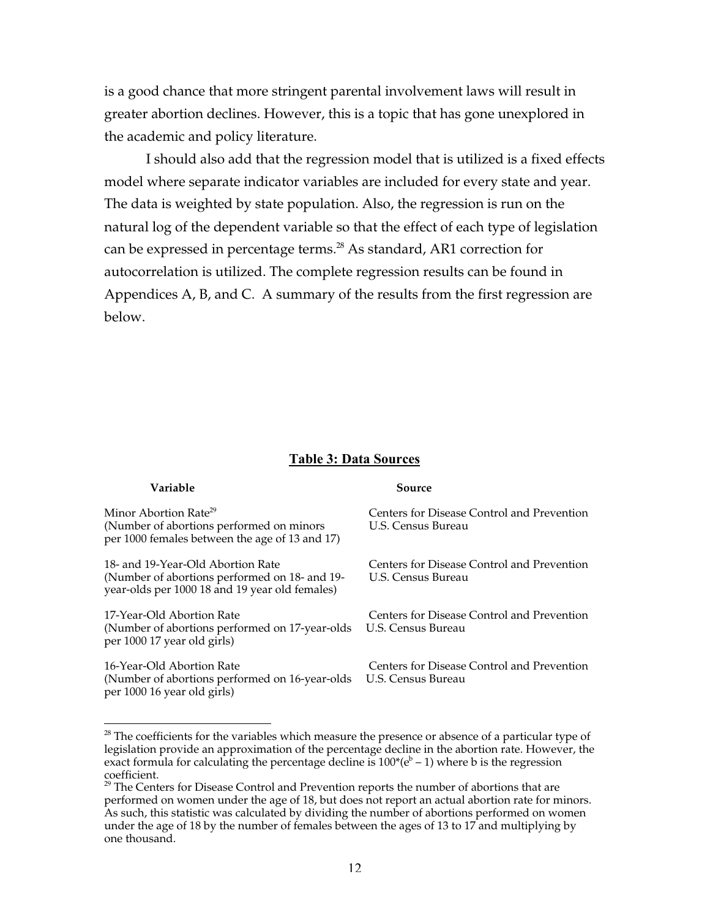is a good chance that more stringent parental involvement laws will result in greater abortion declines. However, this is a topic that has gone unexplored in the academic and policy literature.

I should also add that the regression model that is utilized is a fixed effects model where separate indicator variables are included for every state and year. The data is weighted by state population. Also, the regression is run on the natural log of the dependent variable so that the effect of each type of legislation can be expressed in percentage terms.[28] As standard, AR1 correction for autocorrelation is utilized. The complete regression results can be found in Appendices A, B, and C. A summary of the results from the first regression are below.

**Table 3: Data Sources**

| Variable | Source |
|---|---|
| Minor Abortion Rate[29] (Number of abortions performed on minors per 1000 females between the age of 13 and 17) | Centers for Disease Control and Prevention U.S. Census Bureau |
| 18- and 19-Year-Old Abortion Rate (Number of abortions performed on 18- and 19-year-olds per 1000 18 and 19 year old females) | Centers for Disease Control and Prevention U.S. Census Bureau |
| 17-Year-Old Abortion Rate (Number of abortions performed on 17-year-olds per 1000 17 year old girls) | Centers for Disease Control and Prevention U.S. Census Bureau |
| 16-Year-Old Abortion Rate (Number of abortions performed on 16-year-olds per 1000 16 year old girls) | Centers for Disease Control and Prevention U.S. Census Bureau |

[28] The coefficients for the variables which measure the presence or absence of a particular type of legislation provide an approximation of the percentage decline in the abortion rate. However, the exact formula for calculating the percentage decline is $100*(e^b - 1)$ where b is the regression coefficient.

[29] The Centers for Disease Control and Prevention reports the number of abortions that are performed on women under the age of 18, but does not report an actual abortion rate for minors. As such, this statistic was calculated by dividing the number of abortions performed on women under the age of 18 by the number of females between the ages of 13 to 17 and multiplying by one thousand.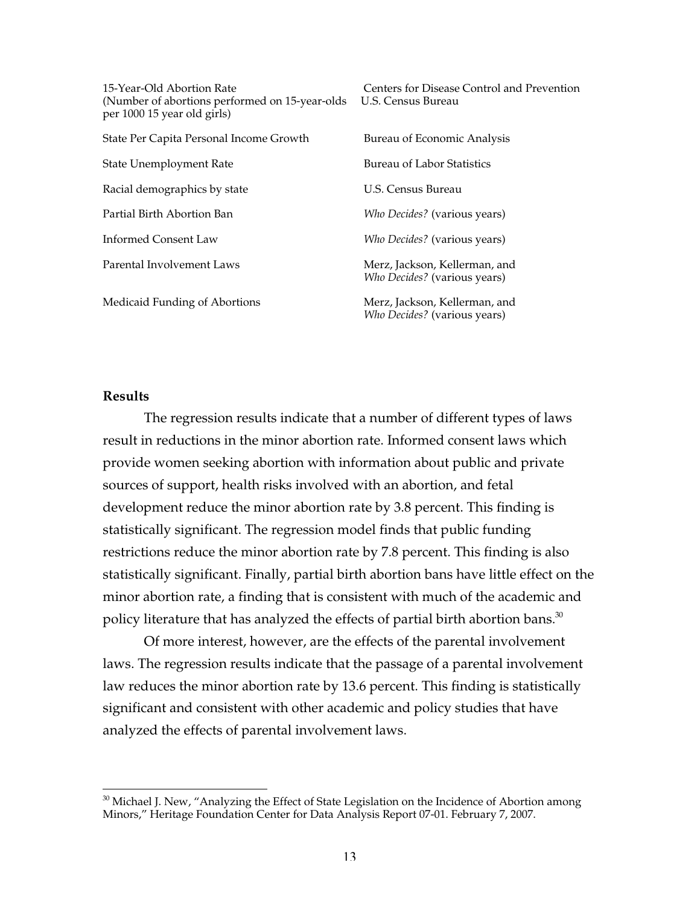| | |
|---|---|
| 15-Year-Old Abortion Rate (Number of abortions performed on 15-year-olds per 1000 15 year old girls) | Centers for Disease Control and Prevention U.S. Census Bureau |
| State Per Capita Personal Income Growth | Bureau of Economic Analysis |
| State Unemployment Rate | Bureau of Labor Statistics |
| Racial demographics by state | U.S. Census Bureau |
| Partial Birth Abortion Ban | *Who Decides?* (various years) |
| Informed Consent Law | *Who Decides?* (various years) |
| Parental Involvement Laws | Merz, Jackson, Kellerman, and *Who Decides?* (various years) |
| Medicaid Funding of Abortions | Merz, Jackson, Kellerman, and *Who Decides?* (various years) |

**Results**

The regression results indicate that a number of different types of laws result in reductions in the minor abortion rate. Informed consent laws which provide women seeking abortion with information about public and private sources of support, health risks involved with an abortion, and fetal development reduce the minor abortion rate by 3.8 percent. This finding is statistically significant. The regression model finds that public funding restrictions reduce the minor abortion rate by 7.8 percent. This finding is also statistically significant. Finally, partial birth abortion bans have little effect on the minor abortion rate, a finding that is consistent with much of the academic and policy literature that has analyzed the effects of partial birth abortion bans.[30]

Of more interest, however, are the effects of the parental involvement laws. The regression results indicate that the passage of a parental involvement law reduces the minor abortion rate by 13.6 percent. This finding is statistically significant and consistent with other academic and policy studies that have analyzed the effects of parental involvement laws.

[30] Michael J. New, "Analyzing the Effect of State Legislation on the Incidence of Abortion among Minors," Heritage Foundation Center for Data Analysis Report 07-01. February 7, 2007.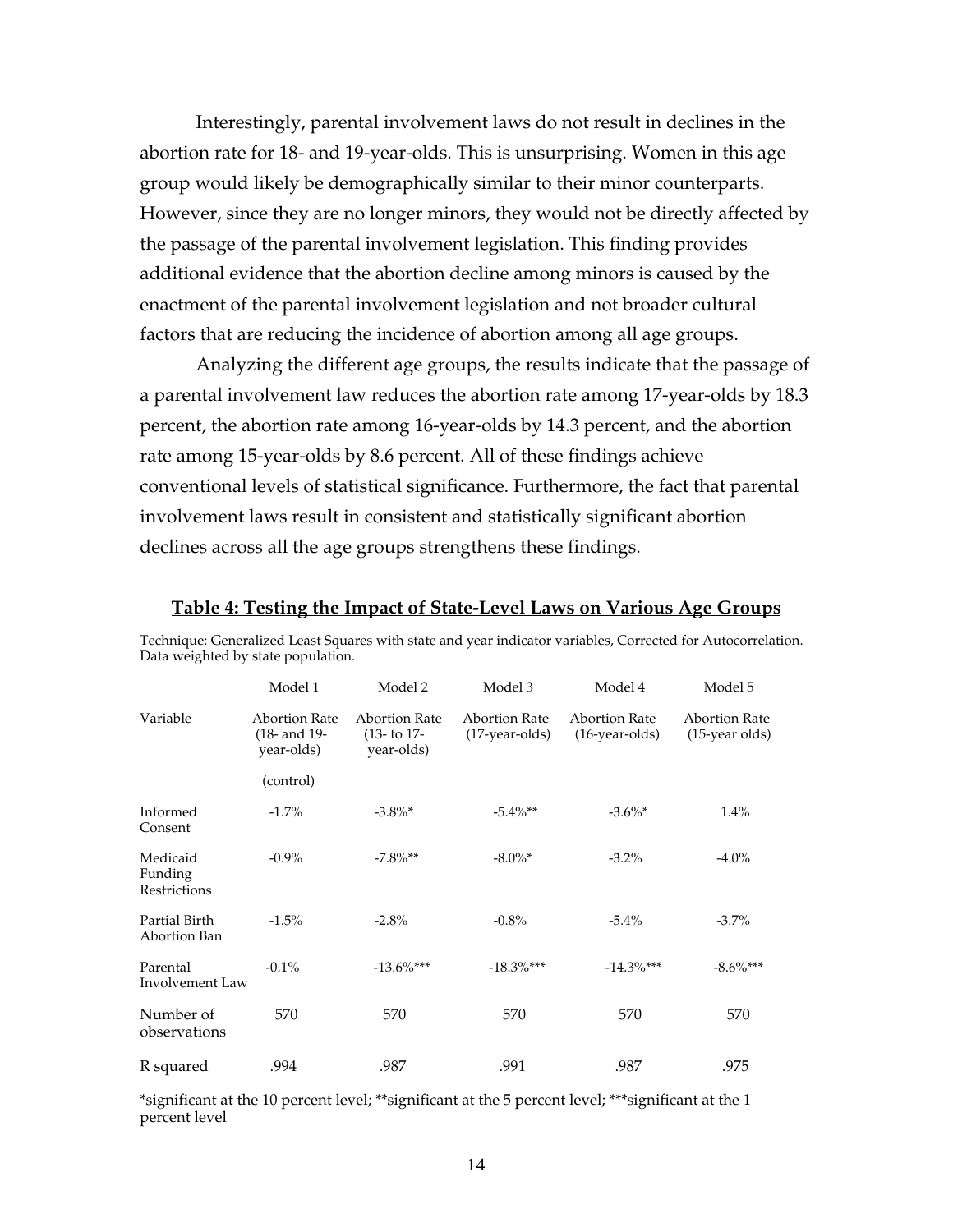Interestingly, parental involvement laws do not result in declines in the abortion rate for 18- and 19-year-olds. This is unsurprising. Women in this age group would likely be demographically similar to their minor counterparts. However, since they are no longer minors, they would not be directly affected by the passage of the parental involvement legislation. This finding provides additional evidence that the abortion decline among minors is caused by the enactment of the parental involvement legislation and not broader cultural factors that are reducing the incidence of abortion among all age groups.

Analyzing the different age groups, the results indicate that the passage of a parental involvement law reduces the abortion rate among 17-year-olds by 18.3 percent, the abortion rate among 16-year-olds by 14.3 percent, and the abortion rate among 15-year-olds by 8.6 percent. All of these findings achieve conventional levels of statistical significance. Furthermore, the fact that parental involvement laws result in consistent and statistically significant abortion declines across all the age groups strengthens these findings.

**Table 4: Testing the Impact of State-Level Laws on Various Age Groups**

Technique: Generalized Least Squares with state and year indicator variables, Corrected for Autocorrelation. Data weighted by state population.

| | Model 1 | Model 2 | Model 3 | Model 4 | Model 5 |
|---|---|---|---|---|---|
| Variable | Abortion Rate (18- and 19-year-olds) (control) | Abortion Rate (13- to 17-year-olds) | Abortion Rate (17-year-olds) | Abortion Rate (16-year-olds) | Abortion Rate (15-year olds) |
| Informed Consent | -1.7% | -3.8%* | -5.4%** | -3.6%* | 1.4% |
| Medicaid Funding Restrictions | -0.9% | -7.8%** | -8.0%* | -3.2% | -4.0% |
| Partial Birth Abortion Ban | -1.5% | -2.8% | -0.8% | -5.4% | -3.7% |
| Parental Involvement Law | -0.1% | -13.6%*** | -18.3%*** | -14.3%*** | -8.6%*** |
| Number of observations | 570 | 570 | 570 | 570 | 570 |
| R squared | .994 | .987 | .991 | .987 | .975 |

*significant at the 10 percent level; **significant at the 5 percent level; ***significant at the 1 percent level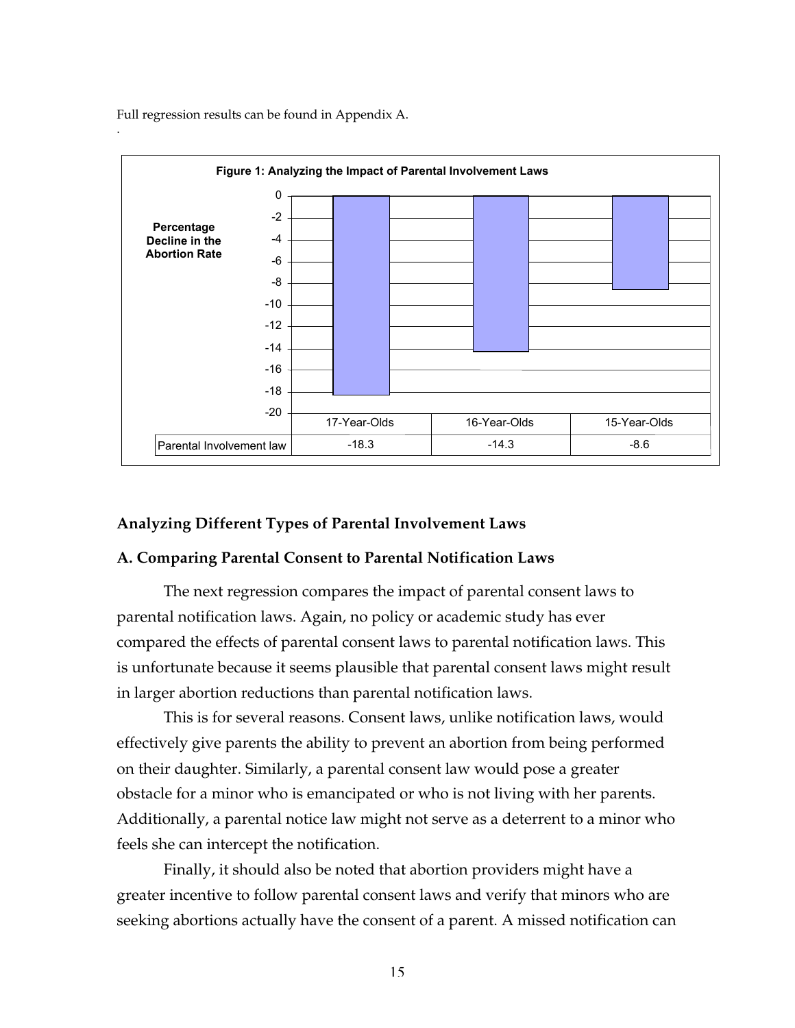Full regression results can be found in Appendix A.

**Figure 1: Analyzing the Impact of Parental Involvement Laws**

| | 17-Year-Olds | 16-Year-Olds | 15-Year-Olds |
|---|---|---|---|
| Parental Involvement law | -18.3 | -14.3 | -8.6 |

## Analyzing Different Types of Parental Involvement Laws

### A. Comparing Parental Consent to Parental Notification Laws

The next regression compares the impact of parental consent laws to parental notification laws. Again, no policy or academic study has ever compared the effects of parental consent laws to parental notification laws. This is unfortunate because it seems plausible that parental consent laws might result in larger abortion reductions than parental notification laws.

This is for several reasons. Consent laws, unlike notification laws, would effectively give parents the ability to prevent an abortion from being performed on their daughter. Similarly, a parental consent law would pose a greater obstacle for a minor who is emancipated or who is not living with her parents. Additionally, a parental notice law might not serve as a deterrent to a minor who feels she can intercept the notification.

Finally, it should also be noted that abortion providers might have a greater incentive to follow parental consent laws and verify that minors who are seeking abortions actually have the consent of a parent. A missed notification can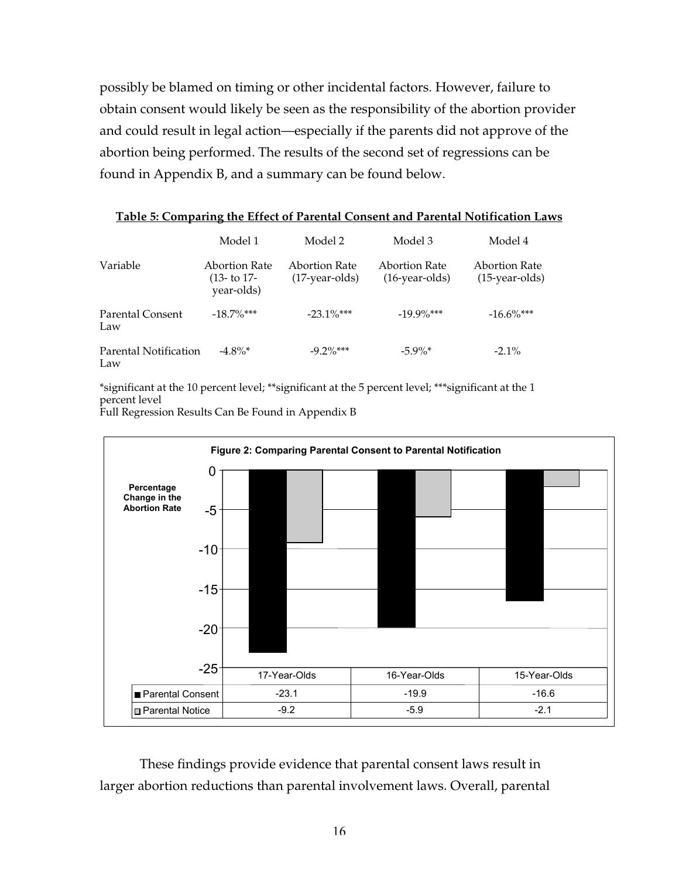possibly be blamed on timing or other incidental factors. However, failure to obtain consent would likely be seen as the responsibility of the abortion provider and could result in legal action—especially if the parents did not approve of the abortion being performed. The results of the second set of regressions can be found in Appendix B, and a summary can be found below.

**Table 5: Comparing the Effect of Parental Consent and Parental Notification Laws**

| | Model 1 | Model 2 | Model 3 | Model 4 |
|---|---|---|---|---|
| Variable | Abortion Rate (13- to 17-year-olds) | Abortion Rate (17-year-olds) | Abortion Rate (16-year-olds) | Abortion Rate (15-year-olds) |
| Parental Consent Law | -18.7%*** | -23.1%*** | -19.9%*** | -16.6%*** |
| Parental Notification Law | -4.8%* | -9.2%*** | -5.9%* | -2.1% |

*significant at the 10 percent level; **significant at the 5 percent level; ***significant at the 1 percent level
Full Regression Results Can Be Found in Appendix B

**Figure 2: Comparing Parental Consent to Parental Notification**

| Percentage Change in the Abortion Rate | 17-Year-Olds | 16-Year-Olds | 15-Year-Olds |
|---|---|---|---|
| Parental Consent | -23.1 | -19.9 | -16.6 |
| Parental Notice | -9.2 | -5.9 | -2.1 |

These findings provide evidence that parental consent laws result in larger abortion reductions than parental involvement laws. Overall, parental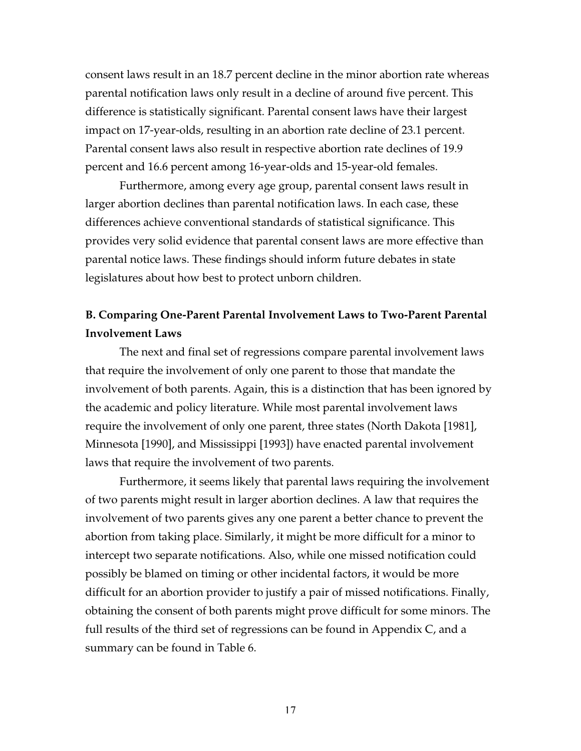consent laws result in an 18.7 percent decline in the minor abortion rate whereas parental notification laws only result in a decline of around five percent. This difference is statistically significant. Parental consent laws have their largest impact on 17-year-olds, resulting in an abortion rate decline of 23.1 percent. Parental consent laws also result in respective abortion rate declines of 19.9 percent and 16.6 percent among 16-year-olds and 15-year-old females.

Furthermore, among every age group, parental consent laws result in larger abortion declines than parental notification laws. In each case, these differences achieve conventional standards of statistical significance. This provides very solid evidence that parental consent laws are more effective than parental notice laws. These findings should inform future debates in state legislatures about how best to protect unborn children.

### B. Comparing One-Parent Parental Involvement Laws to Two-Parent Parental Involvement Laws

The next and final set of regressions compare parental involvement laws that require the involvement of only one parent to those that mandate the involvement of both parents. Again, this is a distinction that has been ignored by the academic and policy literature. While most parental involvement laws require the involvement of only one parent, three states (North Dakota [1981], Minnesota [1990], and Mississippi [1993]) have enacted parental involvement laws that require the involvement of two parents.

Furthermore, it seems likely that parental laws requiring the involvement of two parents might result in larger abortion declines. A law that requires the involvement of two parents gives any one parent a better chance to prevent the abortion from taking place. Similarly, it might be more difficult for a minor to intercept two separate notifications. Also, while one missed notification could possibly be blamed on timing or other incidental factors, it would be more difficult for an abortion provider to justify a pair of missed notifications. Finally, obtaining the consent of both parents might prove difficult for some minors. The full results of the third set of regressions can be found in Appendix C, and a summary can be found in Table 6.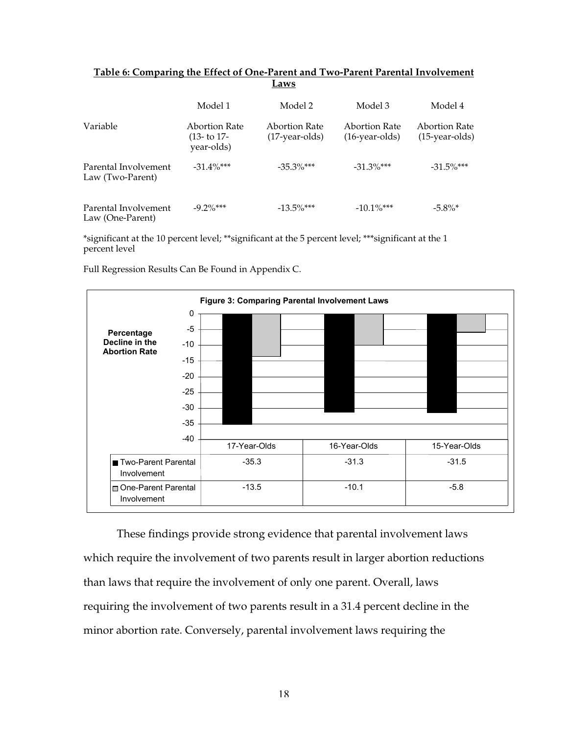**Table 6: Comparing the Effect of One-Parent and Two-Parent Parental Involvement Laws**

| | Model 1 | Model 2 | Model 3 | Model 4 |
|---|---|---|---|---|
| Variable | Abortion Rate (13- to 17-year-olds) | Abortion Rate (17-year-olds) | Abortion Rate (16-year-olds) | Abortion Rate (15-year-olds) |
| Parental Involvement Law (Two-Parent) | -31.4%*** | -35.3%*** | -31.3%*** | -31.5%*** |
| Parental Involvement Law (One-Parent) | -9.2%*** | -13.5%*** | -10.1%*** | -5.8%* |

*significant at the 10 percent level; **significant at the 5 percent level; ***significant at the 1 percent level

Full Regression Results Can Be Found in Appendix C.

**Figure 3: Comparing Parental Involvement Laws**

Percentage Decline in the Abortion Rate

| | 17-Year-Olds | 16-Year-Olds | 15-Year-Olds |
|---|---|---|---|
| Two-Parent Parental Involvement | -35.3 | -31.3 | -31.5 |
| One-Parent Parental Involvement | -13.5 | -10.1 | -5.8 |

These findings provide strong evidence that parental involvement laws which require the involvement of two parents result in larger abortion reductions than laws that require the involvement of only one parent. Overall, laws requiring the involvement of two parents result in a 31.4 percent decline in the minor abortion rate. Conversely, parental involvement laws requiring the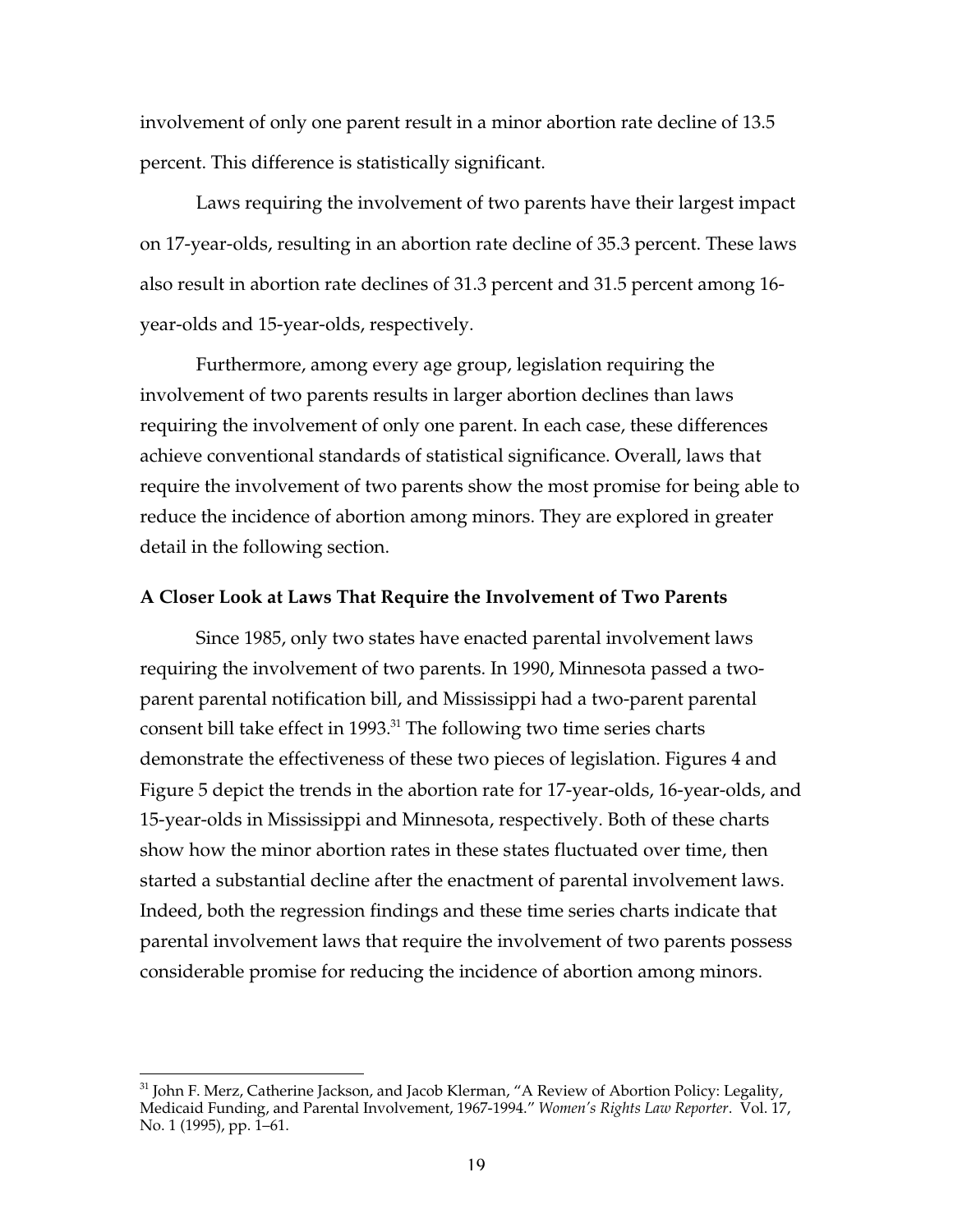involvement of only one parent result in a minor abortion rate decline of 13.5 percent. This difference is statistically significant.

Laws requiring the involvement of two parents have their largest impact on 17-year-olds, resulting in an abortion rate decline of 35.3 percent. These laws also result in abortion rate declines of 31.3 percent and 31.5 percent among 16-year-olds and 15-year-olds, respectively.

Furthermore, among every age group, legislation requiring the involvement of two parents results in larger abortion declines than laws requiring the involvement of only one parent. In each case, these differences achieve conventional standards of statistical significance. Overall, laws that require the involvement of two parents show the most promise for being able to reduce the incidence of abortion among minors. They are explored in greater detail in the following section.

**A Closer Look at Laws That Require the Involvement of Two Parents**

Since 1985, only two states have enacted parental involvement laws requiring the involvement of two parents. In 1990, Minnesota passed a two-parent parental notification bill, and Mississippi had a two-parent parental consent bill take effect in 1993.[31] The following two time series charts demonstrate the effectiveness of these two pieces of legislation. Figures 4 and Figure 5 depict the trends in the abortion rate for 17-year-olds, 16-year-olds, and 15-year-olds in Mississippi and Minnesota, respectively. Both of these charts show how the minor abortion rates in these states fluctuated over time, then started a substantial decline after the enactment of parental involvement laws. Indeed, both the regression findings and these time series charts indicate that parental involvement laws that require the involvement of two parents possess considerable promise for reducing the incidence of abortion among minors.

---

[31] John F. Merz, Catherine Jackson, and Jacob Klerman, "A Review of Abortion Policy: Legality, Medicaid Funding, and Parental Involvement, 1967-1994." *Women's Rights Law Reporter*. Vol. 17, No. 1 (1995), pp. 1–61.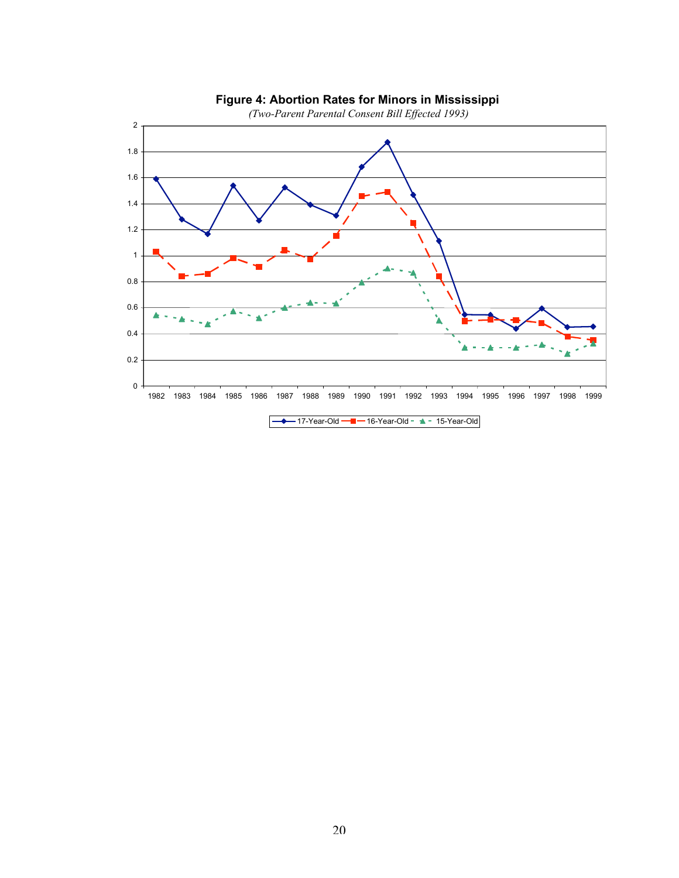**Figure 4: Abortion Rates for Minors in Mississippi**

*(Two-Parent Parental Consent Bill Effected 1993)*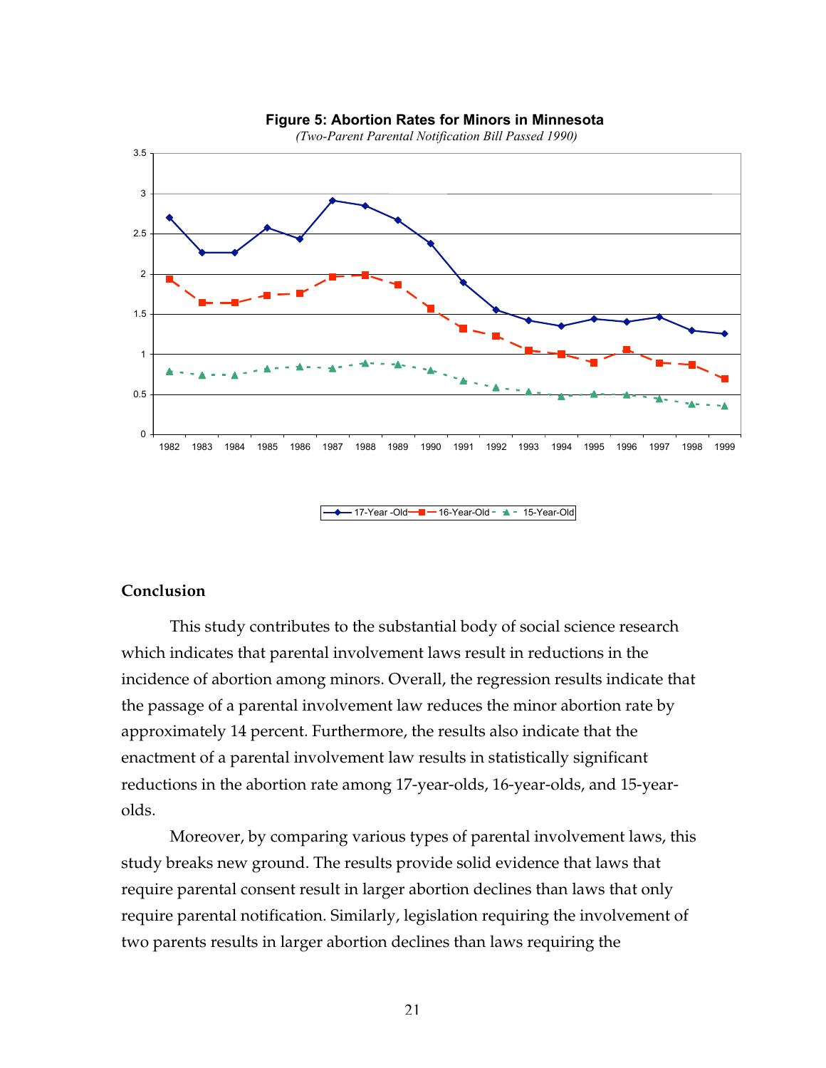**Figure 5: Abortion Rates for Minors in Minnesota**

*(Two-Parent Parental Notification Bill Passed 1990)*

## Conclusion

This study contributes to the substantial body of social science research which indicates that parental involvement laws result in reductions in the incidence of abortion among minors. Overall, the regression results indicate that the passage of a parental involvement law reduces the minor abortion rate by approximately 14 percent. Furthermore, the results also indicate that the enactment of a parental involvement law results in statistically significant reductions in the abortion rate among 17-year-olds, 16-year-olds, and 15-year-olds.

Moreover, by comparing various types of parental involvement laws, this study breaks new ground. The results provide solid evidence that laws that require parental consent result in larger abortion declines than laws that only require parental notification. Similarly, legislation requiring the involvement of two parents results in larger abortion declines than laws requiring the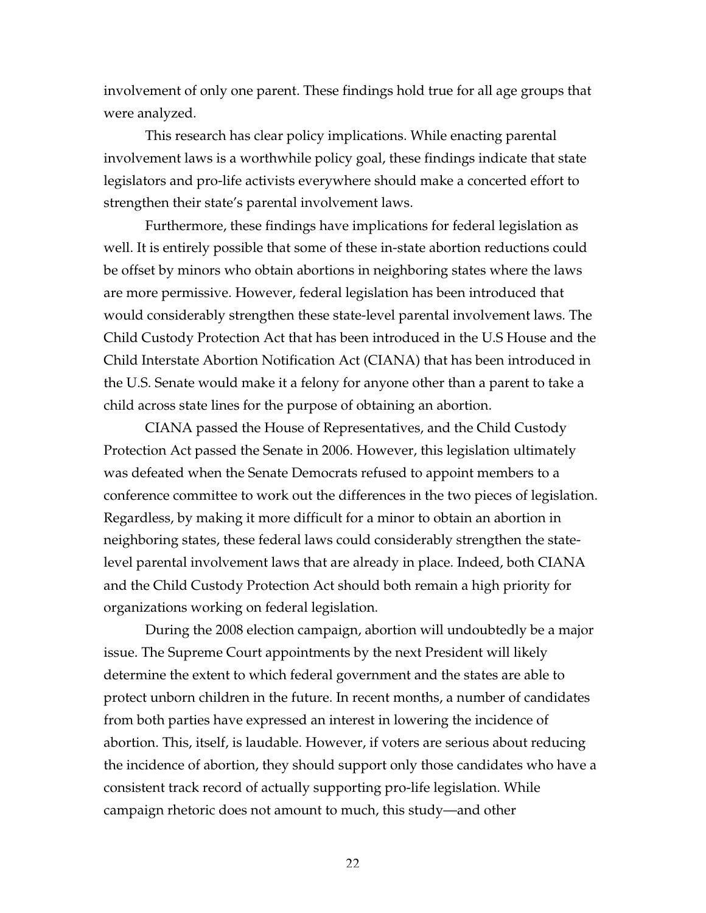involvement of only one parent. These findings hold true for all age groups that were analyzed.

This research has clear policy implications. While enacting parental involvement laws is a worthwhile policy goal, these findings indicate that state legislators and pro-life activists everywhere should make a concerted effort to strengthen their state's parental involvement laws.

Furthermore, these findings have implications for federal legislation as well. It is entirely possible that some of these in-state abortion reductions could be offset by minors who obtain abortions in neighboring states where the laws are more permissive. However, federal legislation has been introduced that would considerably strengthen these state-level parental involvement laws. The Child Custody Protection Act that has been introduced in the U.S House and the Child Interstate Abortion Notification Act (CIANA) that has been introduced in the U.S. Senate would make it a felony for anyone other than a parent to take a child across state lines for the purpose of obtaining an abortion.

CIANA passed the House of Representatives, and the Child Custody Protection Act passed the Senate in 2006. However, this legislation ultimately was defeated when the Senate Democrats refused to appoint members to a conference committee to work out the differences in the two pieces of legislation. Regardless, by making it more difficult for a minor to obtain an abortion in neighboring states, these federal laws could considerably strengthen the state-level parental involvement laws that are already in place. Indeed, both CIANA and the Child Custody Protection Act should both remain a high priority for organizations working on federal legislation.

During the 2008 election campaign, abortion will undoubtedly be a major issue. The Supreme Court appointments by the next President will likely determine the extent to which federal government and the states are able to protect unborn children in the future. In recent months, a number of candidates from both parties have expressed an interest in lowering the incidence of abortion. This, itself, is laudable. However, if voters are serious about reducing the incidence of abortion, they should support only those candidates who have a consistent track record of actually supporting pro-life legislation. While campaign rhetoric does not amount to much, this study—and other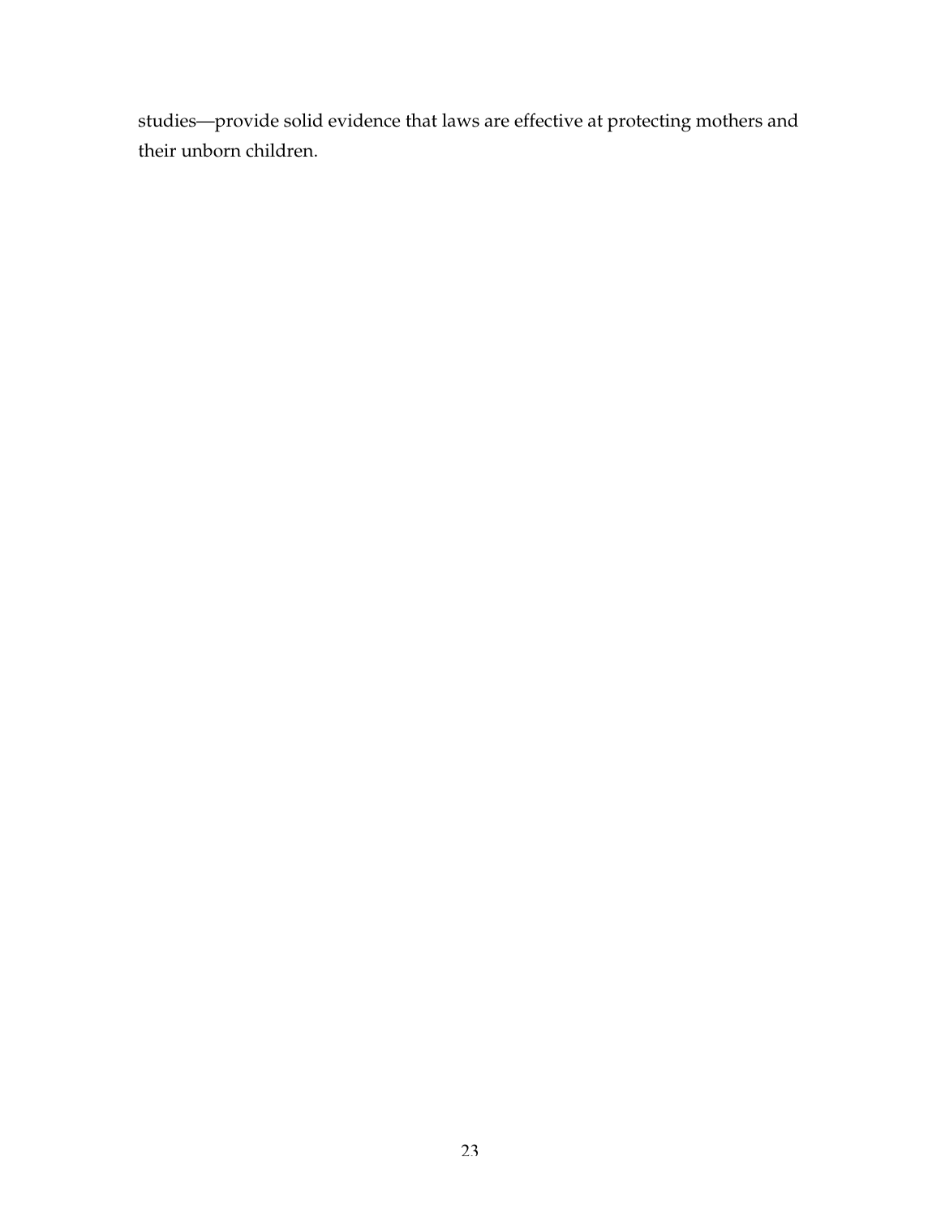studies—provide solid evidence that laws are effective at protecting mothers and their unborn children.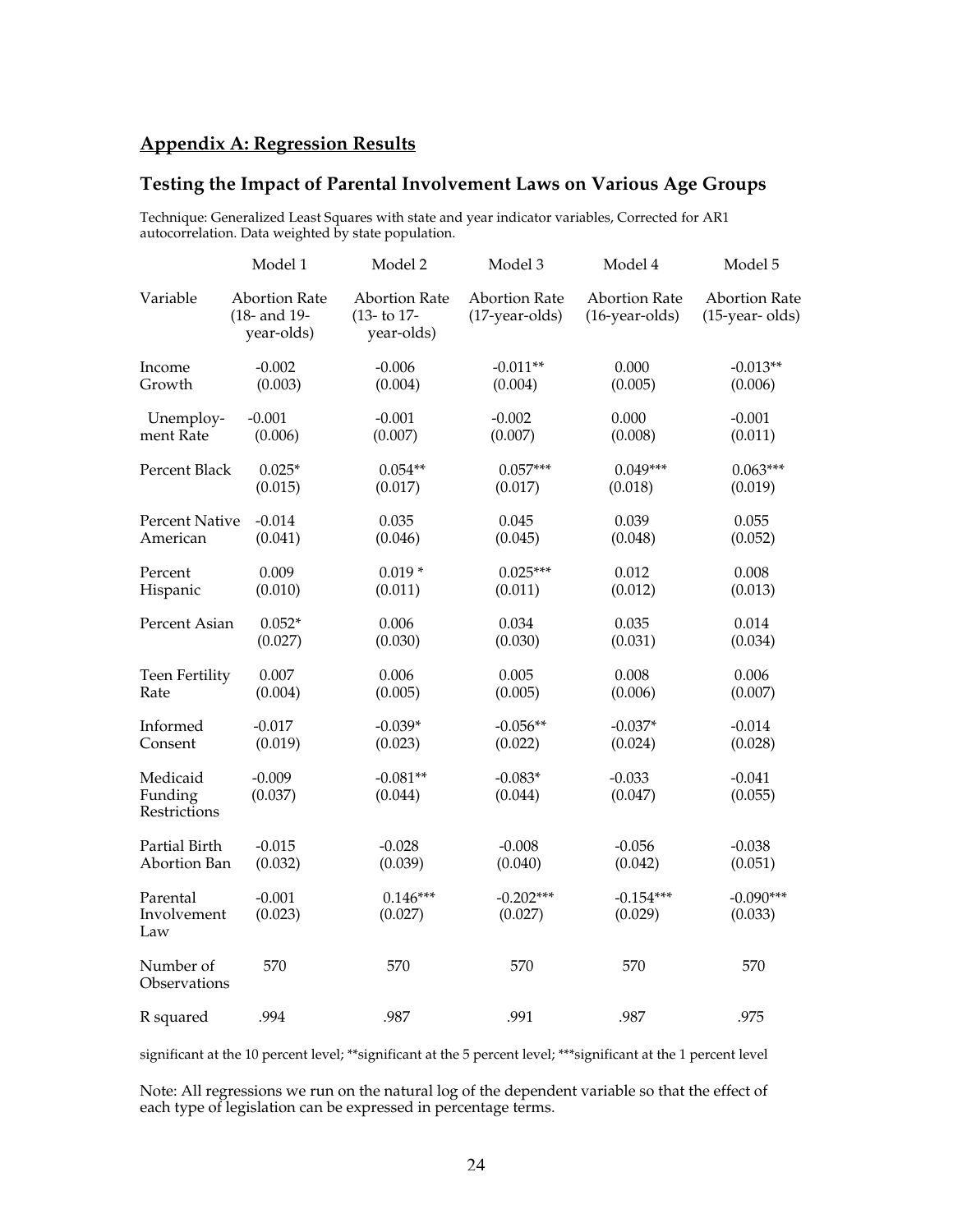## Appendix A: Regression Results

### Testing the Impact of Parental Involvement Laws on Various Age Groups

Technique: Generalized Least Squares with state and year indicator variables, Corrected for AR1 autocorrelation. Data weighted by state population.

| | Model 1 | Model 2 | Model 3 | Model 4 | Model 5 |
|---|---|---|---|---|---|
| Variable | Abortion Rate (18- and 19-year-olds) | Abortion Rate (13- to 17-year-olds) | Abortion Rate (17-year-olds) | Abortion Rate (16-year-olds) | Abortion Rate (15-year- olds) |
| Income Growth | -0.002 (0.003) | -0.006 (0.004) | -0.011** (0.004) | 0.000 (0.005) | -0.013** (0.006) |
| Unemploy-ment Rate | -0.001 (0.006) | -0.001 (0.007) | -0.002 (0.007) | 0.000 (0.008) | -0.001 (0.011) |
| Percent Black | 0.025* (0.015) | 0.054** (0.017) | 0.057*** (0.017) | 0.049*** (0.018) | 0.063*** (0.019) |
| Percent Native American | -0.014 (0.041) | 0.035 (0.046) | 0.045 (0.045) | 0.039 (0.048) | 0.055 (0.052) |
| Percent Hispanic | 0.009 (0.010) | 0.019 * (0.011) | 0.025*** (0.011) | 0.012 (0.012) | 0.008 (0.013) |
| Percent Asian | 0.052* (0.027) | 0.006 (0.030) | 0.034 (0.030) | 0.035 (0.031) | 0.014 (0.034) |
| Teen Fertility Rate | 0.007 (0.004) | 0.006 (0.005) | 0.005 (0.005) | 0.008 (0.006) | 0.006 (0.007) |
| Informed Consent | -0.017 (0.019) | -0.039* (0.023) | -0.056** (0.022) | -0.037* (0.024) | -0.014 (0.028) |
| Medicaid Funding Restrictions | -0.009 (0.037) | -0.081** (0.044) | -0.083* (0.044) | -0.033 (0.047) | -0.041 (0.055) |
| Partial Birth Abortion Ban | -0.015 (0.032) | -0.028 (0.039) | -0.008 (0.040) | -0.056 (0.042) | -0.038 (0.051) |
| Parental Involvement Law | -0.001 (0.023) | 0.146*** (0.027) | -0.202*** (0.027) | -0.154*** (0.029) | -0.090*** (0.033) |
| Number of Observations | 570 | 570 | 570 | 570 | 570 |
| R squared | .994 | .987 | .991 | .987 | .975 |

significant at the 10 percent level; **significant at the 5 percent level; ***significant at the 1 percent level

Note: All regressions we run on the natural log of the dependent variable so that the effect of each type of legislation can be expressed in percentage terms.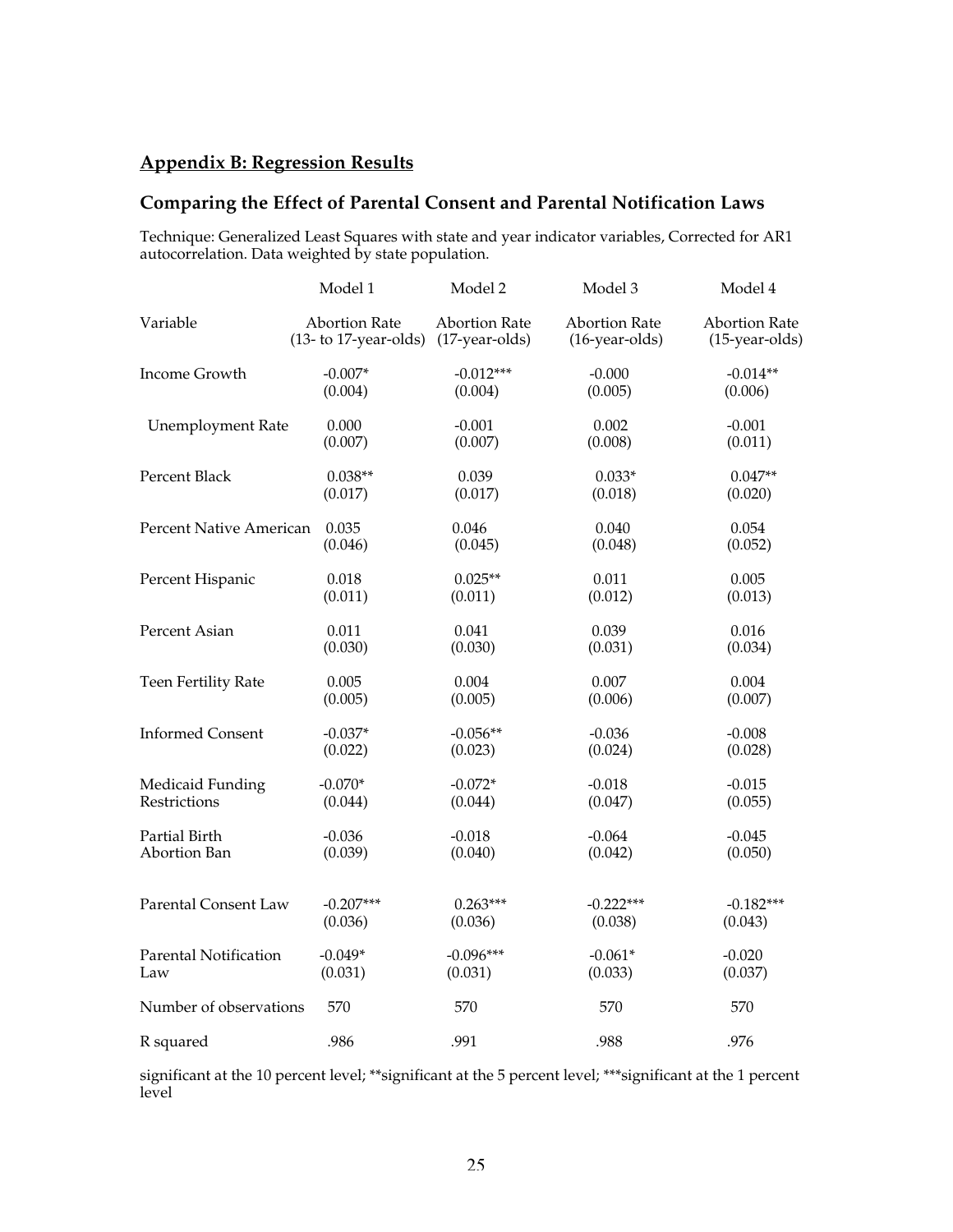## Appendix B: Regression Results

### Comparing the Effect of Parental Consent and Parental Notification Laws

Technique: Generalized Least Squares with state and year indicator variables, Corrected for AR1 autocorrelation. Data weighted by state population.

| | Model 1 | Model 2 | Model 3 | Model 4 |
|---|---|---|---|---|
| Variable | Abortion Rate (13- to 17-year-olds) | Abortion Rate (17-year-olds) | Abortion Rate (16-year-olds) | Abortion Rate (15-year-olds) |
| Income Growth | -0.007* (0.004) | -0.012*** (0.004) | -0.000 (0.005) | -0.014** (0.006) |
| Unemployment Rate | 0.000 (0.007) | -0.001 (0.007) | 0.002 (0.008) | -0.001 (0.011) |
| Percent Black | 0.038** (0.017) | 0.039 (0.017) | 0.033* (0.018) | 0.047** (0.020) |
| Percent Native American | 0.035 (0.046) | 0.046 (0.045) | 0.040 (0.048) | 0.054 (0.052) |
| Percent Hispanic | 0.018 (0.011) | 0.025** (0.011) | 0.011 (0.012) | 0.005 (0.013) |
| Percent Asian | 0.011 (0.030) | 0.041 (0.030) | 0.039 (0.031) | 0.016 (0.034) |
| Teen Fertility Rate | 0.005 (0.005) | 0.004 (0.005) | 0.007 (0.006) | 0.004 (0.007) |
| Informed Consent | -0.037* (0.022) | -0.056** (0.023) | -0.036 (0.024) | -0.008 (0.028) |
| Medicaid Funding Restrictions | -0.070* (0.044) | -0.072* (0.044) | -0.018 (0.047) | -0.015 (0.055) |
| Partial Birth Abortion Ban | -0.036 (0.039) | -0.018 (0.040) | -0.064 (0.042) | -0.045 (0.050) |
| Parental Consent Law | -0.207*** (0.036) | 0.263*** (0.036) | -0.222*** (0.038) | -0.182*** (0.043) |
| Parental Notification Law | -0.049* (0.031) | -0.096*** (0.031) | -0.061* (0.033) | -0.020 (0.037) |
| Number of observations | 570 | 570 | 570 | 570 |
| R squared | .986 | .991 | .988 | .976 |

significant at the 10 percent level; **significant at the 5 percent level; ***significant at the 1 percent level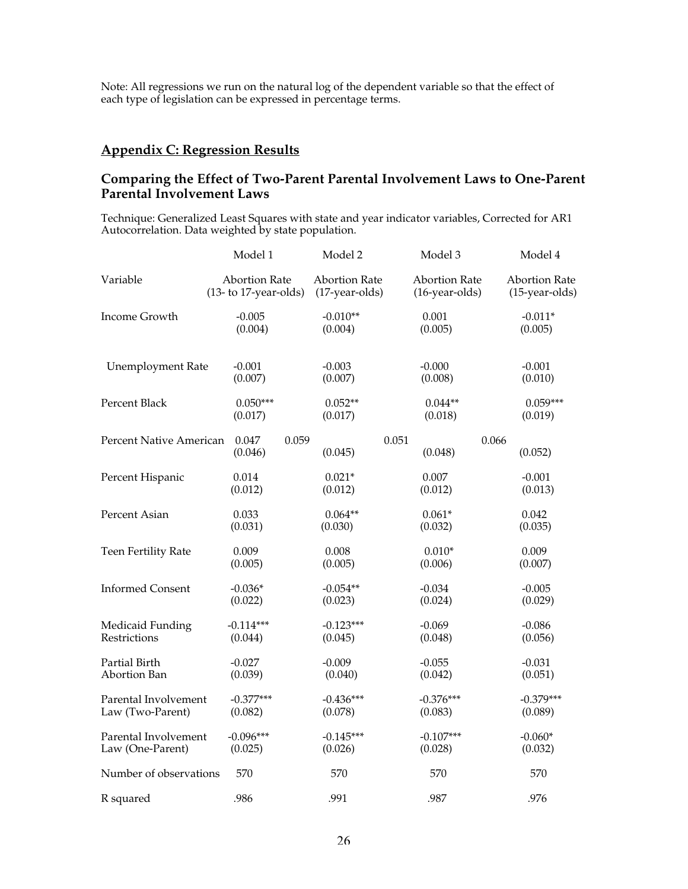Note: All regressions we run on the natural log of the dependent variable so that the effect of each type of legislation can be expressed in percentage terms.

## Appendix C: Regression Results

### Comparing the Effect of Two-Parent Parental Involvement Laws to One-Parent Parental Involvement Laws

Technique: Generalized Least Squares with state and year indicator variables, Corrected for AR1 Autocorrelation. Data weighted by state population.

| | Model 1 | Model 2 | Model 3 | Model 4 |
|---|---|---|---|---|
| Variable | Abortion Rate (13- to 17-year-olds) | Abortion Rate (17-year-olds) | Abortion Rate (16-year-olds) | Abortion Rate (15-year-olds) |
| Income Growth | -0.005<br>(0.004) | -0.010**<br>(0.004) | 0.001<br>(0.005) | -0.011*<br>(0.005) |
| Unemployment Rate | -0.001<br>(0.007) | -0.003<br>(0.007) | -0.000<br>(0.008) | -0.001<br>(0.010) |
| Percent Black | 0.050***<br>(0.017) | 0.052**<br>(0.017) | 0.044**<br>(0.018) | 0.059***<br>(0.019) |
| Percent Native American | 0.047<br>(0.046) | 0.059<br>(0.045) | 0.051<br>(0.048) | 0.066<br>(0.052) |
| Percent Hispanic | 0.014<br>(0.012) | 0.021*<br>(0.012) | 0.007<br>(0.012) | -0.001<br>(0.013) |
| Percent Asian | 0.033<br>(0.031) | 0.064**<br>(0.030) | 0.061*<br>(0.032) | 0.042<br>(0.035) |
| Teen Fertility Rate | 0.009<br>(0.005) | 0.008<br>(0.005) | 0.010*<br>(0.006) | 0.009<br>(0.007) |
| Informed Consent | -0.036*<br>(0.022) | -0.054**<br>(0.023) | -0.034<br>(0.024) | -0.005<br>(0.029) |
| Medicaid Funding Restrictions | -0.114***<br>(0.044) | -0.123***<br>(0.045) | -0.069<br>(0.048) | -0.086<br>(0.056) |
| Partial Birth Abortion Ban | -0.027<br>(0.039) | -0.009<br>(0.040) | -0.055<br>(0.042) | -0.031<br>(0.051) |
| Parental Involvement Law (Two-Parent) | -0.377***<br>(0.082) | -0.436***<br>(0.078) | -0.376***<br>(0.083) | -0.379***<br>(0.089) |
| Parental Involvement Law (One-Parent) | -0.096***<br>(0.025) | -0.145***<br>(0.026) | -0.107***<br>(0.028) | -0.060*<br>(0.032) |
| Number of observations | 570 | 570 | 570 | 570 |
| R squared | .986 | .991 | .987 | .976 |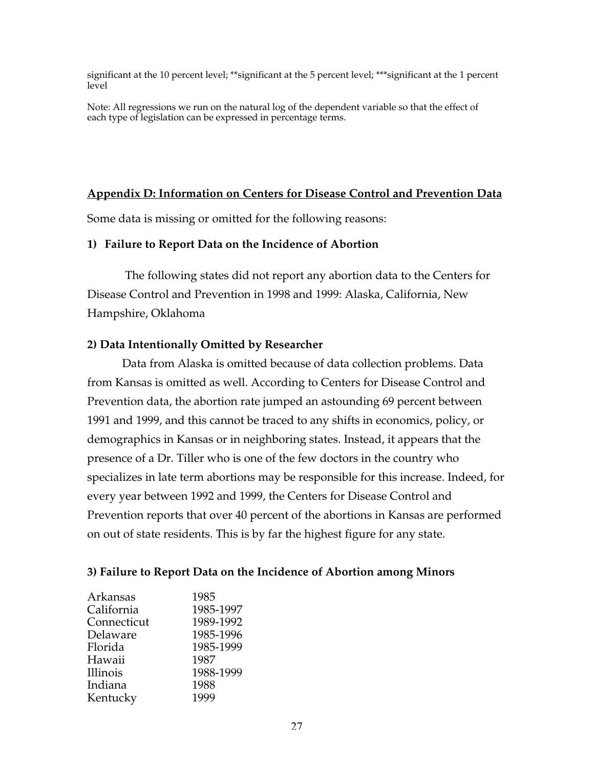significant at the 10 percent level; **significant at the 5 percent level; ***significant at the 1 percent level

Note: All regressions we run on the natural log of the dependent variable so that the effect of each type of legislation can be expressed in percentage terms.

## Appendix D: Information on Centers for Disease Control and Prevention Data

Some data is missing or omitted for the following reasons:

### 1) Failure to Report Data on the Incidence of Abortion

The following states did not report any abortion data to the Centers for Disease Control and Prevention in 1998 and 1999: Alaska, California, New Hampshire, Oklahoma

### 2) Data Intentionally Omitted by Researcher

Data from Alaska is omitted because of data collection problems. Data from Kansas is omitted as well. According to Centers for Disease Control and Prevention data, the abortion rate jumped an astounding 69 percent between 1991 and 1999, and this cannot be traced to any shifts in economics, policy, or demographics in Kansas or in neighboring states. Instead, it appears that the presence of a Dr. Tiller who is one of the few doctors in the country who specializes in late term abortions may be responsible for this increase. Indeed, for every year between 1992 and 1999, the Centers for Disease Control and Prevention reports that over 40 percent of the abortions in Kansas are performed on out of state residents. This is by far the highest figure for any state.

### 3) Failure to Report Data on the Incidence of Abortion among Minors

| | |
|---|---|
| Arkansas | 1985 |
| California | 1985-1997 |
| Connecticut | 1989-1992 |
| Delaware | 1985-1996 |
| Florida | 1985-1999 |
| Hawaii | 1987 |
| Illinois | 1988-1999 |
| Indiana | 1988 |
| Kentucky | 1999 |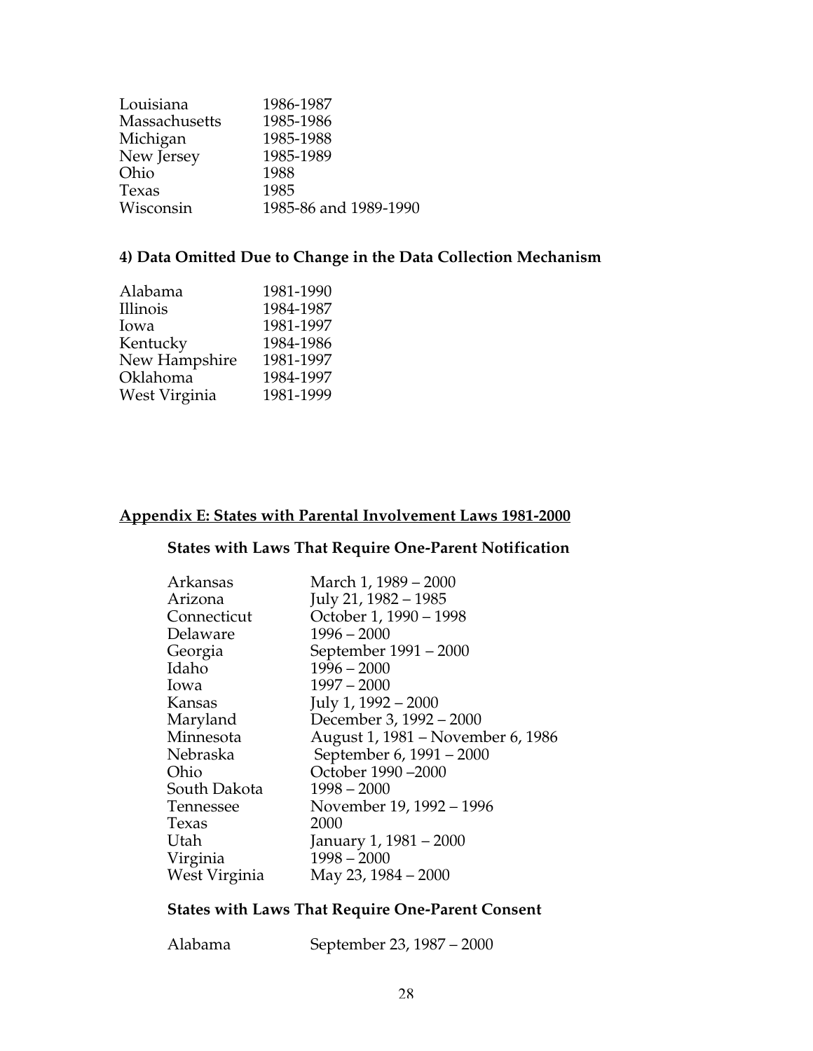| | |
|---|---|
| Louisiana | 1986-1987 |
| Massachusetts | 1985-1986 |
| Michigan | 1985-1988 |
| New Jersey | 1985-1989 |
| Ohio | 1988 |
| Texas | 1985 |
| Wisconsin | 1985-86 and 1989-1990 |

### 4) Data Omitted Due to Change in the Data Collection Mechanism

| | |
|---|---|
| Alabama | 1981-1990 |
| Illinois | 1984-1987 |
| Iowa | 1981-1997 |
| Kentucky | 1984-1986 |
| New Hampshire | 1981-1997 |
| Oklahoma | 1984-1997 |
| West Virginia | 1981-1999 |

## Appendix E: States with Parental Involvement Laws 1981-2000

### States with Laws That Require One-Parent Notification

| | |
|---|---|
| Arkansas | March 1, 1989 – 2000 |
| Arizona | July 21, 1982 – 1985 |
| Connecticut | October 1, 1990 – 1998 |
| Delaware | 1996 – 2000 |
| Georgia | September 1991 – 2000 |
| Idaho | 1996 – 2000 |
| Iowa | 1997 – 2000 |
| Kansas | July 1, 1992 – 2000 |
| Maryland | December 3, 1992 – 2000 |
| Minnesota | August 1, 1981 – November 6, 1986 |
| Nebraska | September 6, 1991 – 2000 |
| Ohio | October 1990 –2000 |
| South Dakota | 1998 – 2000 |
| Tennessee | November 19, 1992 – 1996 |
| Texas | 2000 |
| Utah | January 1, 1981 – 2000 |
| Virginia | 1998 – 2000 |
| West Virginia | May 23, 1984 – 2000 |

### States with Laws That Require One-Parent Consent

| | |
|---|---|
| Alabama | September 23, 1987 – 2000 |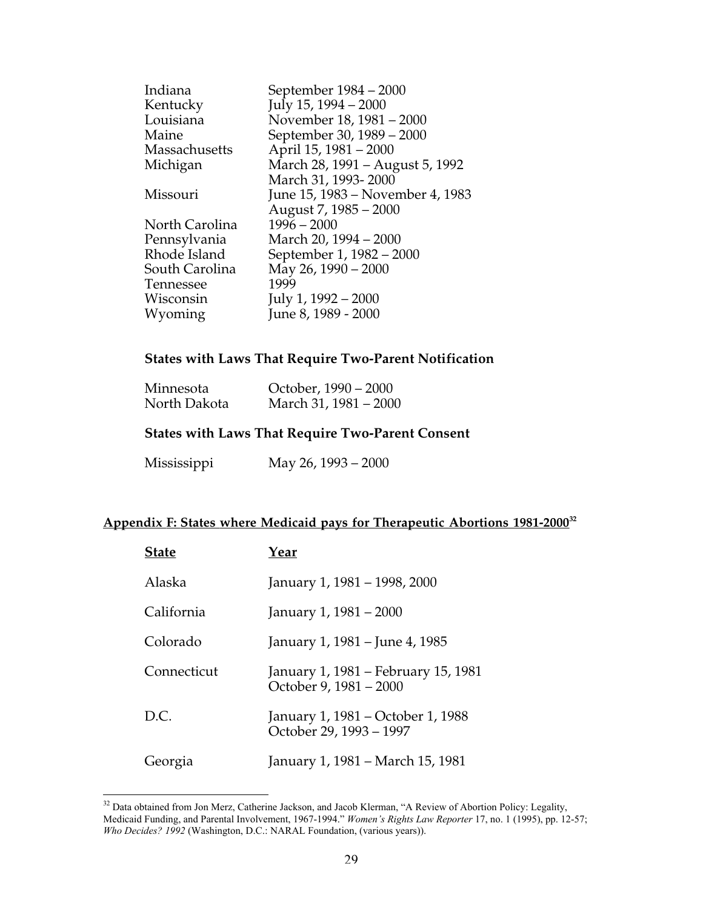| | |
|---|---|
| Indiana | September 1984 – 2000 |
| Kentucky | July 15, 1994 – 2000 |
| Louisiana | November 18, 1981 – 2000 |
| Maine | September 30, 1989 – 2000 |
| Massachusetts | April 15, 1981 – 2000 |
| Michigan | March 28, 1991 – August 5, 1992<br>March 31, 1993- 2000 |
| Missouri | June 15, 1983 – November 4, 1983<br>August 7, 1985 – 2000 |
| North Carolina | 1996 – 2000 |
| Pennsylvania | March 20, 1994 – 2000 |
| Rhode Island | September 1, 1982 – 2000 |
| South Carolina | May 26, 1990 – 2000 |
| Tennessee | 1999 |
| Wisconsin | July 1, 1992 – 2000 |
| Wyoming | June 8, 1989 - 2000 |

**States with Laws That Require Two-Parent Notification**

| | |
|---|---|
| Minnesota | October, 1990 – 2000 |
| North Dakota | March 31, 1981 – 2000 |

**States with Laws That Require Two-Parent Consent**

| | |
|---|---|
| Mississippi | May 26, 1993 – 2000 |

## Appendix F: States where Medicaid pays for Therapeutic Abortions 1981-2000[32]

| State | Year |
|---|---|
| Alaska | January 1, 1981 – 1998, 2000 |
| California | January 1, 1981 – 2000 |
| Colorado | January 1, 1981 – June 4, 1985 |
| Connecticut | January 1, 1981 – February 15, 1981<br>October 9, 1981 – 2000 |
| D.C. | January 1, 1981 – October 1, 1988<br>October 29, 1993 – 1997 |
| Georgia | January 1, 1981 – March 15, 1981 |

[32] Data obtained from Jon Merz, Catherine Jackson, and Jacob Klerman, "A Review of Abortion Policy: Legality, Medicaid Funding, and Parental Involvement, 1967-1994." *Women's Rights Law Reporter* 17, no. 1 (1995), pp. 12-57; *Who Decides? 1992* (Washington, D.C.: NARAL Foundation, (various years)).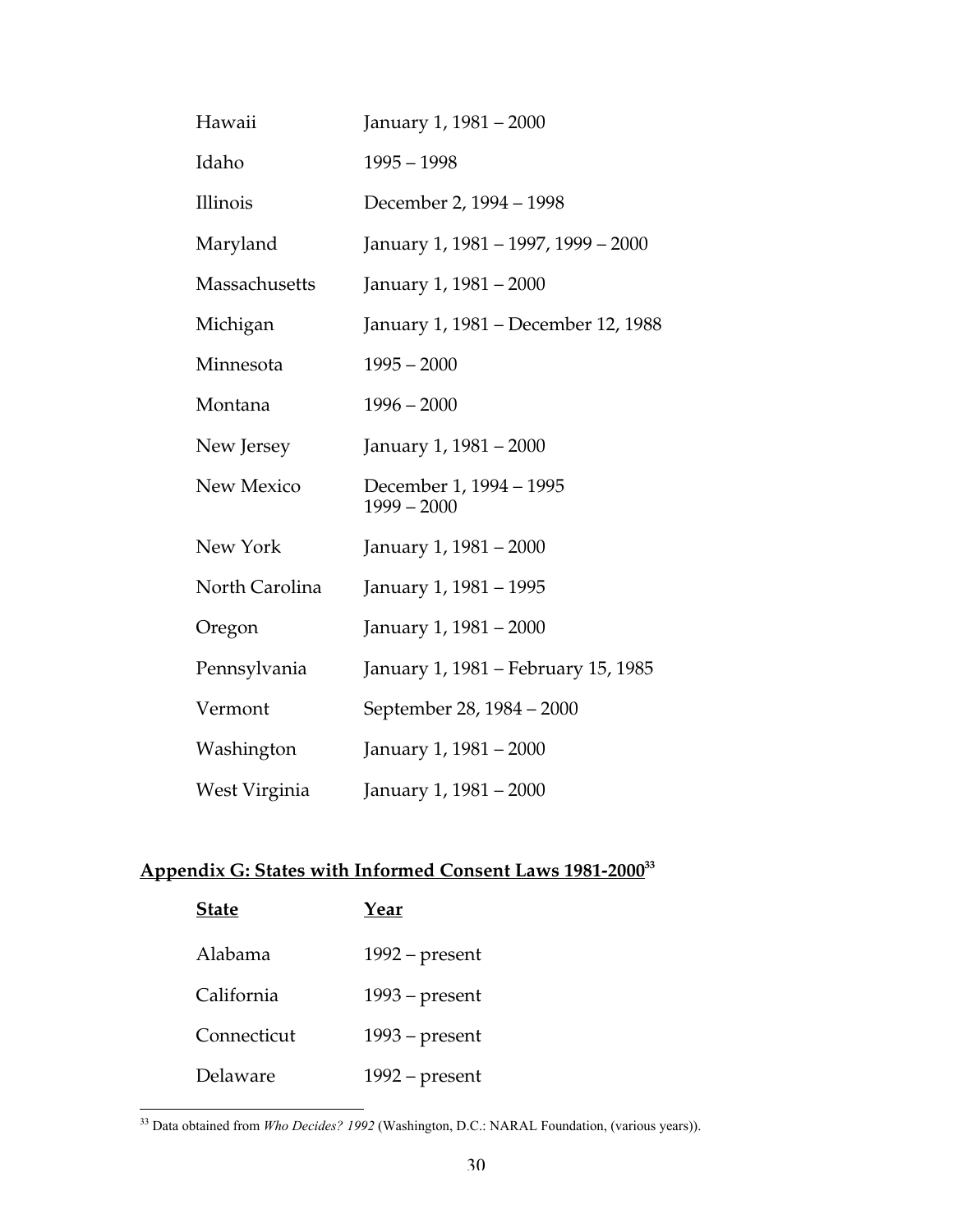| | |
|---|---|
| Hawaii | January 1, 1981 – 2000 |
| Idaho | 1995 – 1998 |
| Illinois | December 2, 1994 – 1998 |
| Maryland | January 1, 1981 – 1997, 1999 – 2000 |
| Massachusetts | January 1, 1981 – 2000 |
| Michigan | January 1, 1981 – December 12, 1988 |
| Minnesota | 1995 – 2000 |
| Montana | 1996 – 2000 |
| New Jersey | January 1, 1981 – 2000 |
| New Mexico | December 1, 1994 – 1995<br>1999 – 2000 |
| New York | January 1, 1981 – 2000 |
| North Carolina | January 1, 1981 – 1995 |
| Oregon | January 1, 1981 – 2000 |
| Pennsylvania | January 1, 1981 – February 15, 1985 |
| Vermont | September 28, 1984 – 2000 |
| Washington | January 1, 1981 – 2000 |
| West Virginia | January 1, 1981 – 2000 |

## Appendix G: States with Informed Consent Laws 1981-2000[33]

| State | Year |
|---|---|
| Alabama | 1992 – present |
| California | 1993 – present |
| Connecticut | 1993 – present |
| Delaware | 1992 – present |

[33] Data obtained from *Who Decides? 1992* (Washington, D.C.: NARAL Foundation, (various years)).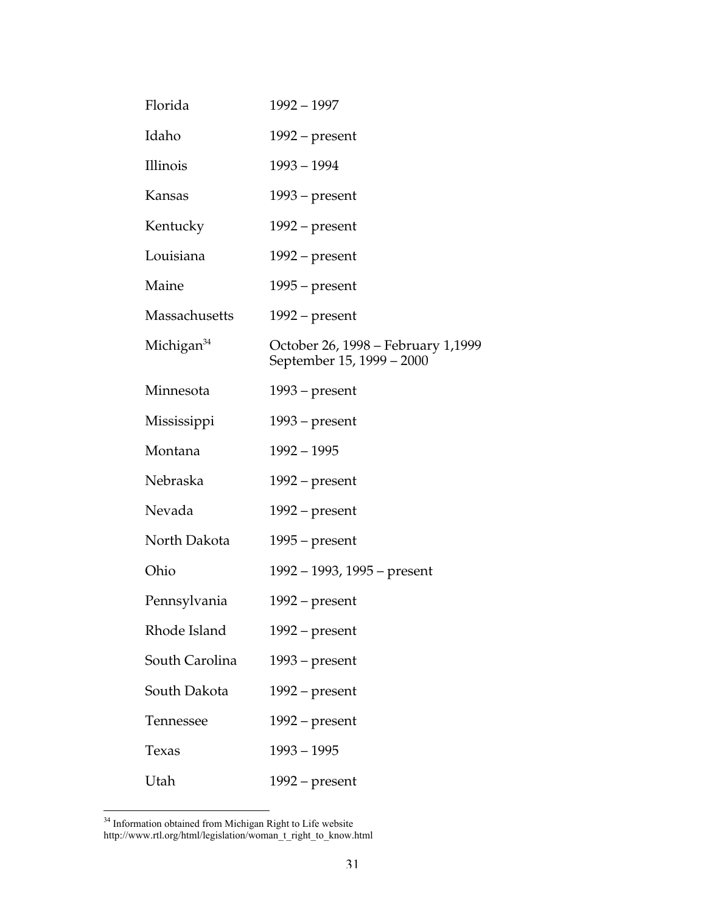| | |
|---|---|
| Florida | 1992 – 1997 |
| Idaho | 1992 – present |
| Illinois | 1993 – 1994 |
| Kansas | 1993 – present |
| Kentucky | 1992 – present |
| Louisiana | 1992 – present |
| Maine | 1995 – present |
| Massachusetts | 1992 – present |
| Michigan[34] | October 26, 1998 – February 1,1999<br>September 15, 1999 – 2000 |
| Minnesota | 1993 – present |
| Mississippi | 1993 – present |
| Montana | 1992 – 1995 |
| Nebraska | 1992 – present |
| Nevada | 1992 – present |
| North Dakota | 1995 – present |
| Ohio | 1992 – 1993, 1995 – present |
| Pennsylvania | 1992 – present |
| Rhode Island | 1992 – present |
| South Carolina | 1993 – present |
| South Dakota | 1992 – present |
| Tennessee | 1992 – present |
| Texas | 1993 – 1995 |
| Utah | 1992 – present |

[34] Information obtained from Michigan Right to Life website http://www.rtl.org/html/legislation/woman_t_right_to_know.html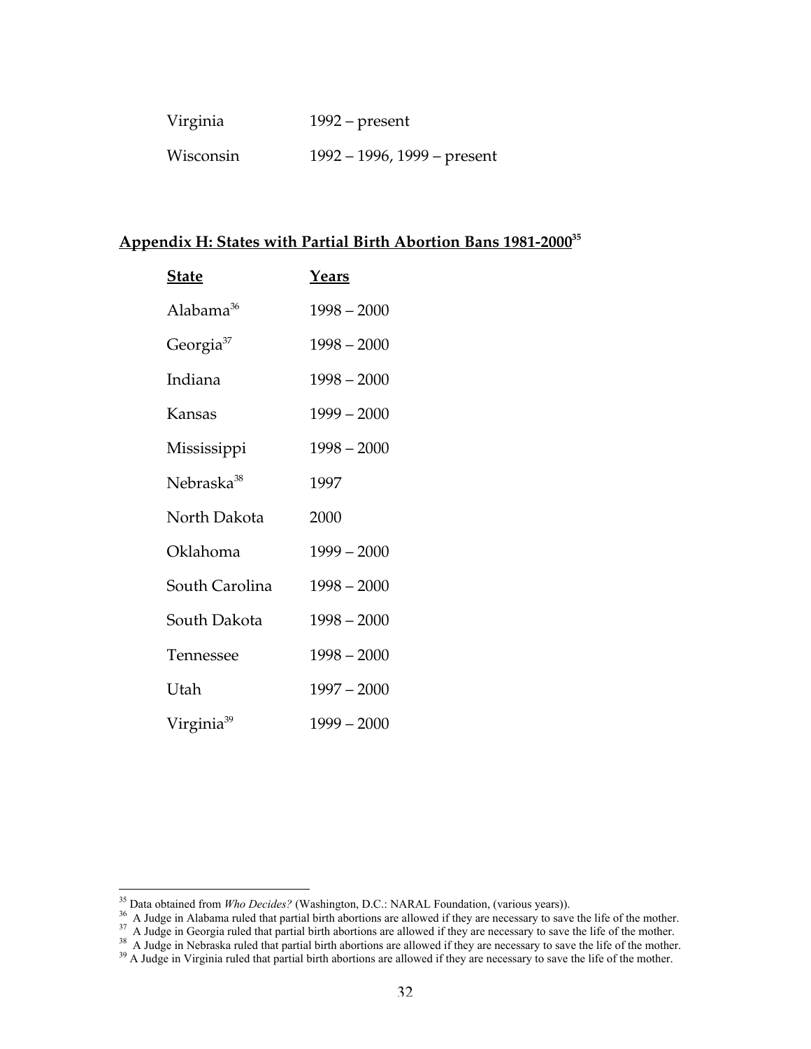| | |
|---|---|
| Virginia | 1992 – present |
| Wisconsin | 1992 – 1996, 1999 – present |

## Appendix H: States with Partial Birth Abortion Bans 1981-2000[35]

| State | Years |
|---|---|
| Alabama[36] | 1998 – 2000 |
| Georgia[37] | 1998 – 2000 |
| Indiana | 1998 – 2000 |
| Kansas | 1999 – 2000 |
| Mississippi | 1998 – 2000 |
| Nebraska[38] | 1997 |
| North Dakota | 2000 |
| Oklahoma | 1999 – 2000 |
| South Carolina | 1998 – 2000 |
| South Dakota | 1998 – 2000 |
| Tennessee | 1998 – 2000 |
| Utah | 1997 – 2000 |
| Virginia[39] | 1999 – 2000 |

[35] Data obtained from *Who Decides?* (Washington, D.C.: NARAL Foundation, (various years)).

[36] A Judge in Alabama ruled that partial birth abortions are allowed if they are necessary to save the life of the mother.

[37] A Judge in Georgia ruled that partial birth abortions are allowed if they are necessary to save the life of the mother.

[38] A Judge in Nebraska ruled that partial birth abortions are allowed if they are necessary to save the life of the mother.

[39] A Judge in Virginia ruled that partial birth abortions are allowed if they are necessary to save the life of the mother.